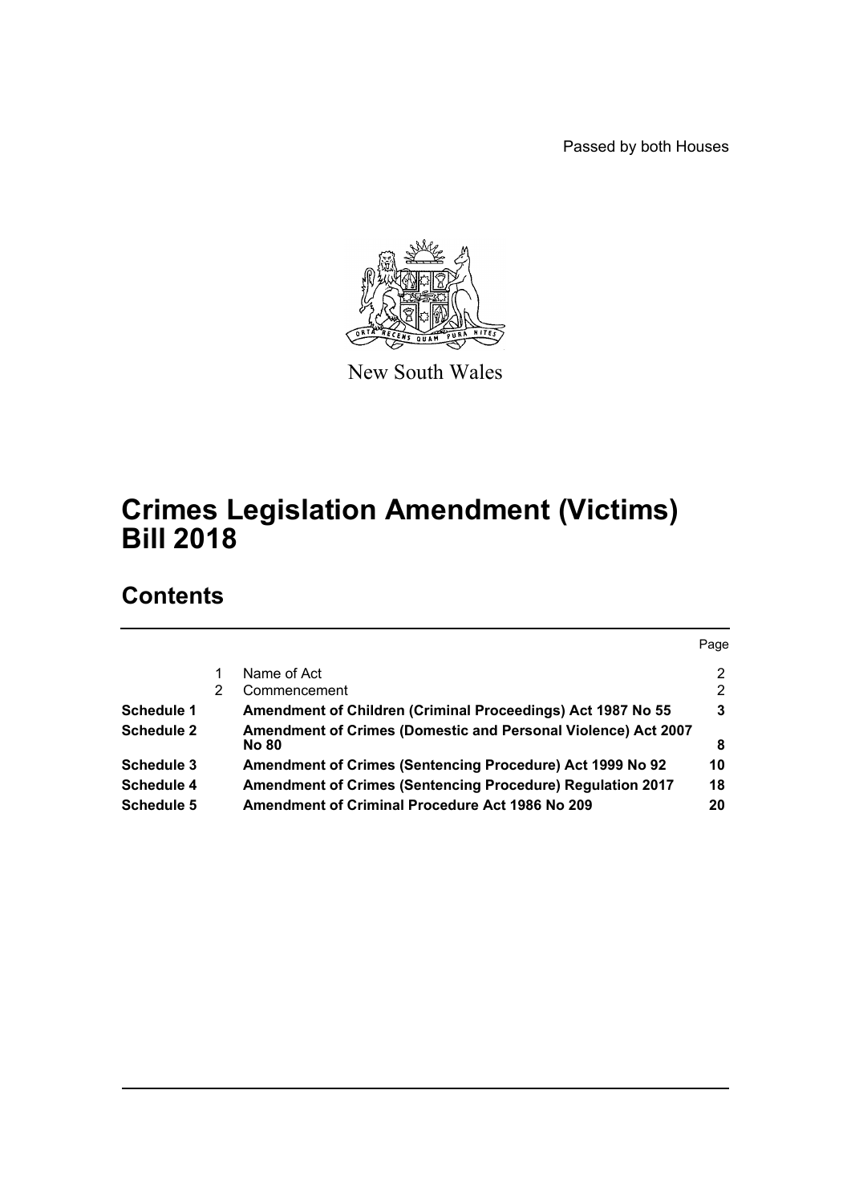Passed by both Houses

New South Wales

# Crimes Legislation Amendment (Victims) Bill 2018

## Contents

| | | | Page |
|---|---|---|---|
| | 1 | Name of Act | 2 |
| | 2 | Commencement | 2 |
| **Schedule 1** | | **Amendment of Children (Criminal Proceedings) Act 1987 No 55** | **3** |
| **Schedule 2** | | **Amendment of Crimes (Domestic and Personal Violence) Act 2007 No 80** | **8** |
| **Schedule 3** | | **Amendment of Crimes (Sentencing Procedure) Act 1999 No 92** | **10** |
| **Schedule 4** | | **Amendment of Crimes (Sentencing Procedure) Regulation 2017** | **18** |
| **Schedule 5** | | **Amendment of Criminal Procedure Act 1986 No 209** | **20** |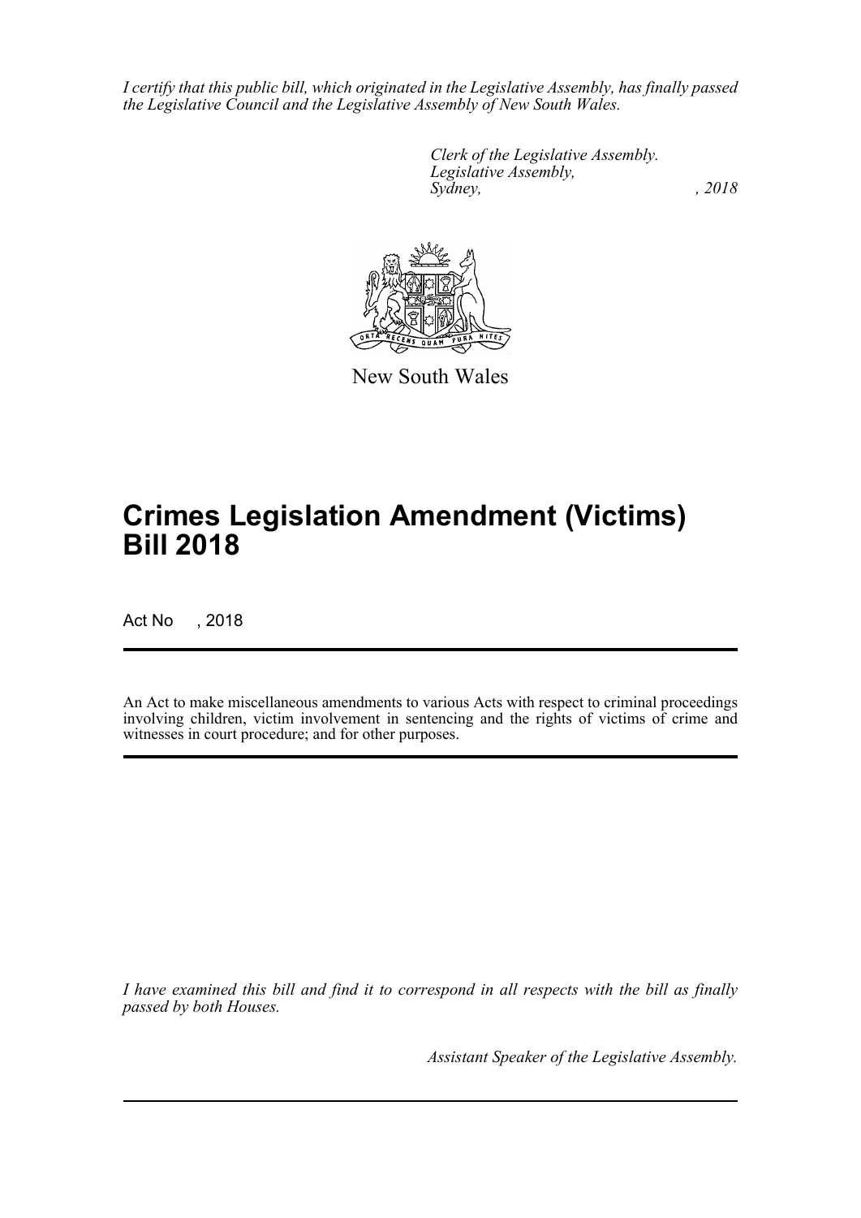*I certify that this public bill, which originated in the Legislative Assembly, has finally passed the Legislative Council and the Legislative Assembly of New South Wales.*

*Clerk of the Legislative Assembly.*
*Legislative Assembly,*
*Sydney, , 2018*

New South Wales

# Crimes Legislation Amendment (Victims) Bill 2018

Act No , 2018

An Act to make miscellaneous amendments to various Acts with respect to criminal proceedings involving children, victim involvement in sentencing and the rights of victims of crime and witnesses in court procedure; and for other purposes.

*I have examined this bill and find it to correspond in all respects with the bill as finally passed by both Houses.*

*Assistant Speaker of the Legislative Assembly.*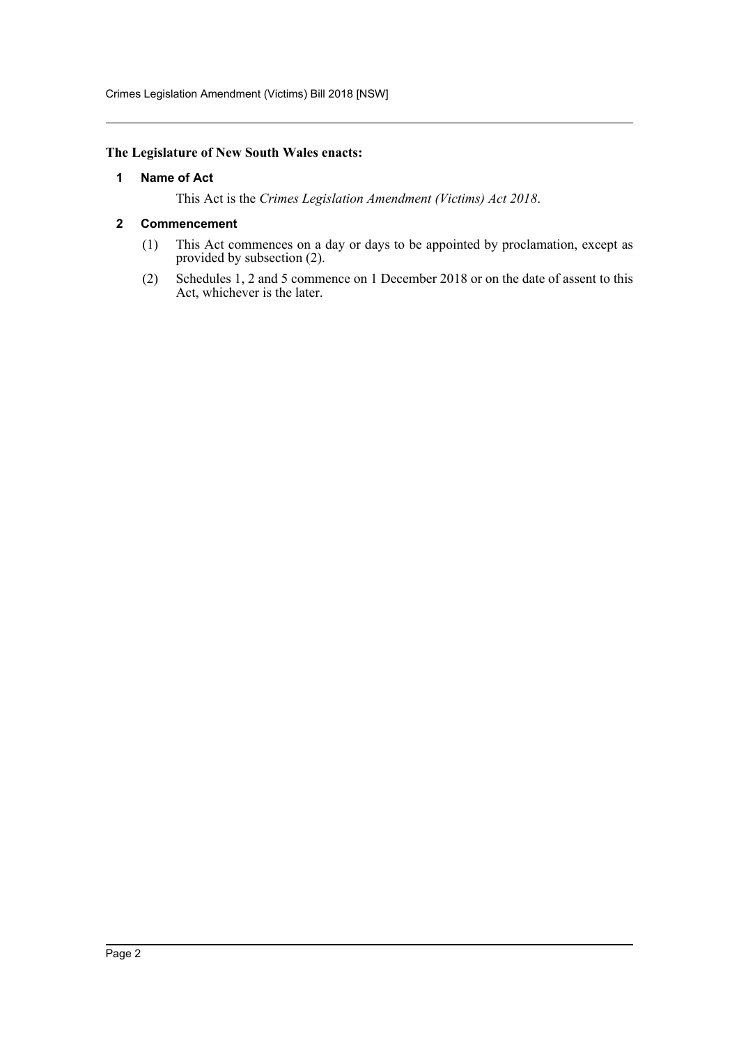**The Legislature of New South Wales enacts:**

## 1 Name of Act

This Act is the *Crimes Legislation Amendment (Victims) Act 2018*.

## 2 Commencement

(1) This Act commences on a day or days to be appointed by proclamation, except as provided by subsection (2).

(2) Schedules 1, 2 and 5 commence on 1 December 2018 or on the date of assent to this Act, whichever is the later.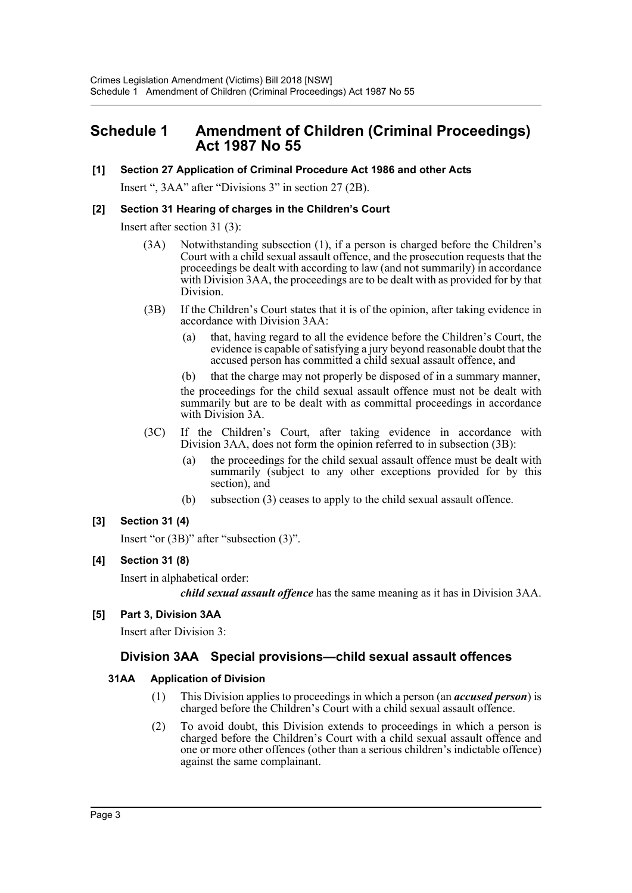# Schedule 1 Amendment of Children (Criminal Proceedings) Act 1987 No 55

**[1] Section 27 Application of Criminal Procedure Act 1986 and other Acts**

Insert ", 3AA" after "Divisions 3" in section 27 (2B).

**[2] Section 31 Hearing of charges in the Children's Court**

Insert after section 31 (3):

> (3A) Notwithstanding subsection (1), if a person is charged before the Children's Court with a child sexual assault offence, and the prosecution requests that the proceedings be dealt with according to law (and not summarily) in accordance with Division 3AA, the proceedings are to be dealt with as provided for by that Division.
>
> (3B) If the Children's Court states that it is of the opinion, after taking evidence in accordance with Division 3AA:
>
> (a) that, having regard to all the evidence before the Children's Court, the evidence is capable of satisfying a jury beyond reasonable doubt that the accused person has committed a child sexual assault offence, and
>
> (b) that the charge may not properly be disposed of in a summary manner,
>
> the proceedings for the child sexual assault offence must not be dealt with summarily but are to be dealt with as committal proceedings in accordance with Division 3A.
>
> (3C) If the Children's Court, after taking evidence in accordance with Division 3AA, does not form the opinion referred to in subsection (3B):
>
> (a) the proceedings for the child sexual assault offence must be dealt with summarily (subject to any other exceptions provided for by this section), and
>
> (b) subsection (3) ceases to apply to the child sexual assault offence.

**[3] Section 31 (4)**

Insert "or (3B)" after "subsection (3)".

**[4] Section 31 (8)**

Insert in alphabetical order:

> ***child sexual assault offence*** has the same meaning as it has in Division 3AA.

**[5] Part 3, Division 3AA**

Insert after Division 3:

## Division 3AA Special provisions—child sexual assault offences

### 31AA Application of Division

(1) This Division applies to proceedings in which a person (an ***accused person***) is charged before the Children's Court with a child sexual assault offence.

(2) To avoid doubt, this Division extends to proceedings in which a person is charged before the Children's Court with a child sexual assault offence and one or more other offences (other than a serious children's indictable offence) against the same complainant.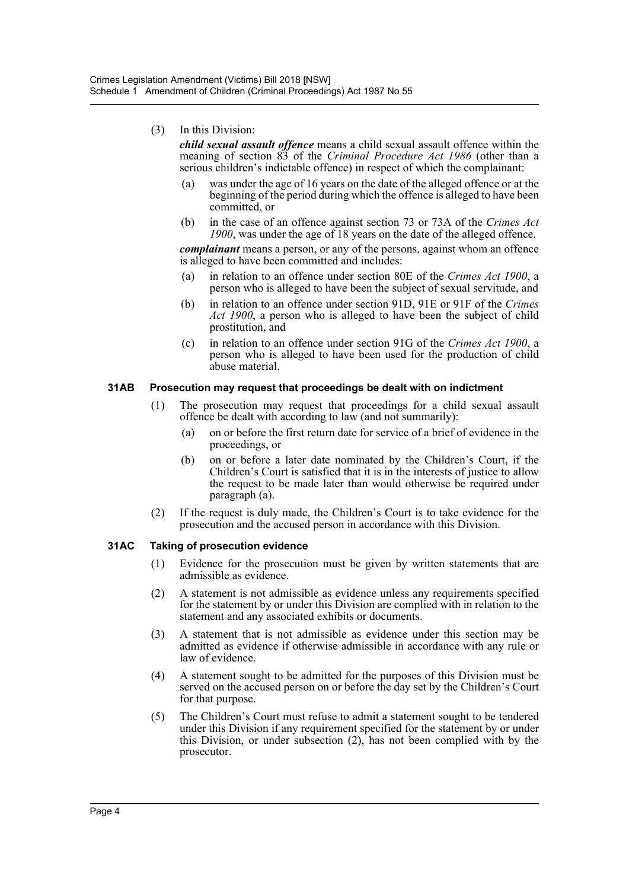(3) In this Division:

***child sexual assault offence*** means a child sexual assault offence within the meaning of section 83 of the *Criminal Procedure Act 1986* (other than a serious children's indictable offence) in respect of which the complainant:

(a) was under the age of 16 years on the date of the alleged offence or at the beginning of the period during which the offence is alleged to have been committed, or

(b) in the case of an offence against section 73 or 73A of the *Crimes Act 1900*, was under the age of 18 years on the date of the alleged offence.

***complainant*** means a person, or any of the persons, against whom an offence is alleged to have been committed and includes:

(a) in relation to an offence under section 80E of the *Crimes Act 1900*, a person who is alleged to have been the subject of sexual servitude, and

(b) in relation to an offence under section 91D, 91E or 91F of the *Crimes Act 1900*, a person who is alleged to have been the subject of child prostitution, and

(c) in relation to an offence under section 91G of the *Crimes Act 1900*, a person who is alleged to have been used for the production of child abuse material.

#### 31AB Prosecution may request that proceedings be dealt with on indictment

(1) The prosecution may request that proceedings for a child sexual assault offence be dealt with according to law (and not summarily):

(a) on or before the first return date for service of a brief of evidence in the proceedings, or

(b) on or before a later date nominated by the Children's Court, if the Children's Court is satisfied that it is in the interests of justice to allow the request to be made later than would otherwise be required under paragraph (a).

(2) If the request is duly made, the Children's Court is to take evidence for the prosecution and the accused person in accordance with this Division.

#### 31AC Taking of prosecution evidence

(1) Evidence for the prosecution must be given by written statements that are admissible as evidence.

(2) A statement is not admissible as evidence unless any requirements specified for the statement by or under this Division are complied with in relation to the statement and any associated exhibits or documents.

(3) A statement that is not admissible as evidence under this section may be admitted as evidence if otherwise admissible in accordance with any rule or law of evidence.

(4) A statement sought to be admitted for the purposes of this Division must be served on the accused person on or before the day set by the Children's Court for that purpose.

(5) The Children's Court must refuse to admit a statement sought to be tendered under this Division if any requirement specified for the statement by or under this Division, or under subsection (2), has not been complied with by the prosecutor.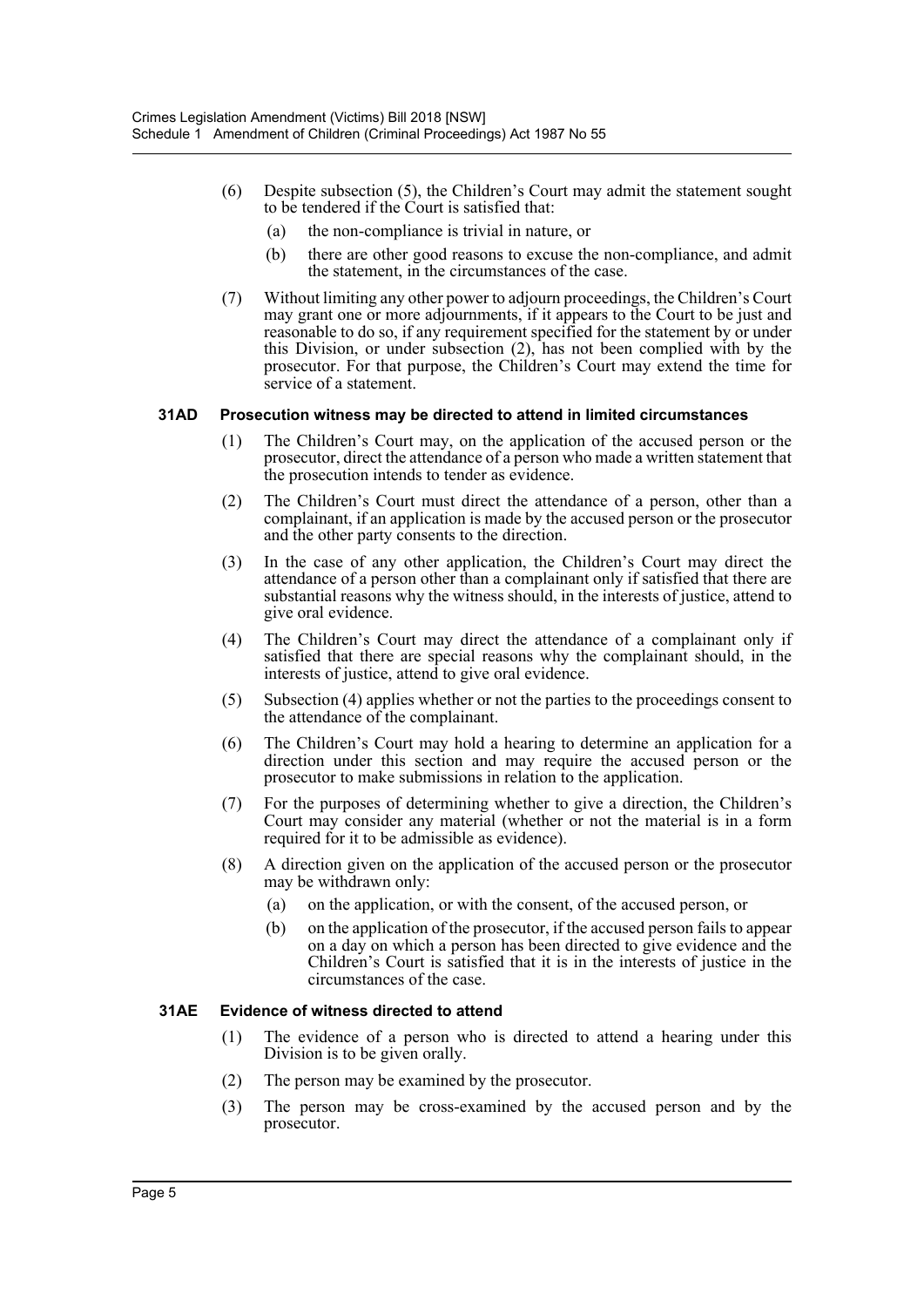(6) Despite subsection (5), the Children's Court may admit the statement sought to be tendered if the Court is satisfied that:

   (a) the non-compliance is trivial in nature, or

   (b) there are other good reasons to excuse the non-compliance, and admit the statement, in the circumstances of the case.

(7) Without limiting any other power to adjourn proceedings, the Children's Court may grant one or more adjournments, if it appears to the Court to be just and reasonable to do so, if any requirement specified for the statement by or under this Division, or under subsection (2), has not been complied with by the prosecutor. For that purpose, the Children's Court may extend the time for service of a statement.

#### 31AD Prosecution witness may be directed to attend in limited circumstances

(1) The Children's Court may, on the application of the accused person or the prosecutor, direct the attendance of a person who made a written statement that the prosecution intends to tender as evidence.

(2) The Children's Court must direct the attendance of a person, other than a complainant, if an application is made by the accused person or the prosecutor and the other party consents to the direction.

(3) In the case of any other application, the Children's Court may direct the attendance of a person other than a complainant only if satisfied that there are substantial reasons why the witness should, in the interests of justice, attend to give oral evidence.

(4) The Children's Court may direct the attendance of a complainant only if satisfied that there are special reasons why the complainant should, in the interests of justice, attend to give oral evidence.

(5) Subsection (4) applies whether or not the parties to the proceedings consent to the attendance of the complainant.

(6) The Children's Court may hold a hearing to determine an application for a direction under this section and may require the accused person or the prosecutor to make submissions in relation to the application.

(7) For the purposes of determining whether to give a direction, the Children's Court may consider any material (whether or not the material is in a form required for it to be admissible as evidence).

(8) A direction given on the application of the accused person or the prosecutor may be withdrawn only:

   (a) on the application, or with the consent, of the accused person, or

   (b) on the application of the prosecutor, if the accused person fails to appear on a day on which a person has been directed to give evidence and the Children's Court is satisfied that it is in the interests of justice in the circumstances of the case.

#### 31AE Evidence of witness directed to attend

(1) The evidence of a person who is directed to attend a hearing under this Division is to be given orally.

(2) The person may be examined by the prosecutor.

(3) The person may be cross-examined by the accused person and by the prosecutor.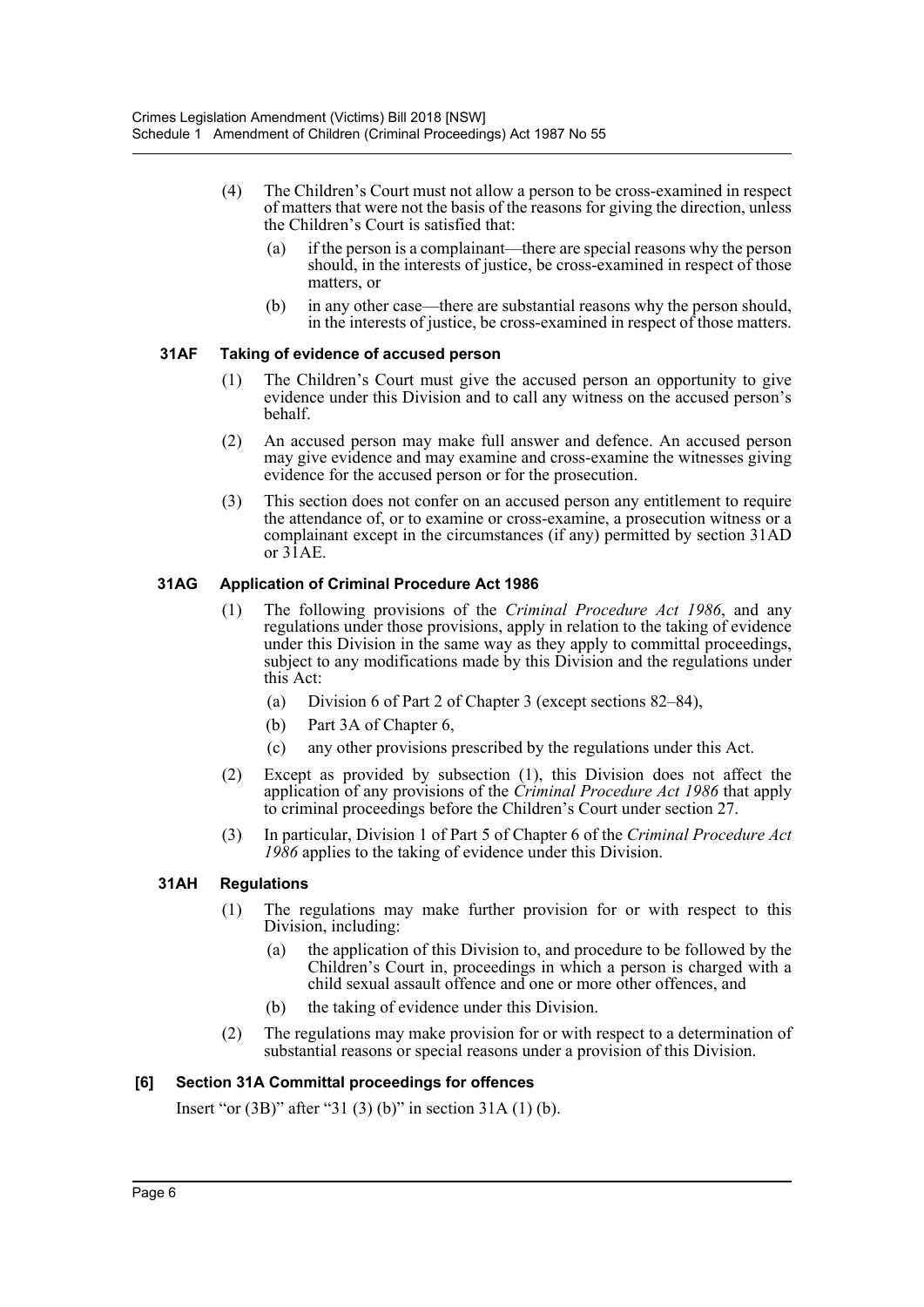(4) The Children's Court must not allow a person to be cross-examined in respect of matters that were not the basis of the reasons for giving the direction, unless the Children's Court is satisfied that:

(a) if the person is a complainant—there are special reasons why the person should, in the interests of justice, be cross-examined in respect of those matters, or

(b) in any other case—there are substantial reasons why the person should, in the interests of justice, be cross-examined in respect of those matters.

### 31AF Taking of evidence of accused person

(1) The Children's Court must give the accused person an opportunity to give evidence under this Division and to call any witness on the accused person's behalf.

(2) An accused person may make full answer and defence. An accused person may give evidence and may examine and cross-examine the witnesses giving evidence for the accused person or for the prosecution.

(3) This section does not confer on an accused person any entitlement to require the attendance of, or to examine or cross-examine, a prosecution witness or a complainant except in the circumstances (if any) permitted by section 31AD or 31AE.

### 31AG Application of Criminal Procedure Act 1986

(1) The following provisions of the *Criminal Procedure Act 1986*, and any regulations under those provisions, apply in relation to the taking of evidence under this Division in the same way as they apply to committal proceedings, subject to any modifications made by this Division and the regulations under this Act:

(a) Division 6 of Part 2 of Chapter 3 (except sections 82–84),

(b) Part 3A of Chapter 6,

(c) any other provisions prescribed by the regulations under this Act.

(2) Except as provided by subsection (1), this Division does not affect the application of any provisions of the *Criminal Procedure Act 1986* that apply to criminal proceedings before the Children's Court under section 27.

(3) In particular, Division 1 of Part 5 of Chapter 6 of the *Criminal Procedure Act 1986* applies to the taking of evidence under this Division.

### 31AH Regulations

(1) The regulations may make further provision for or with respect to this Division, including:

(a) the application of this Division to, and procedure to be followed by the Children's Court in, proceedings in which a person is charged with a child sexual assault offence and one or more other offences, and

(b) the taking of evidence under this Division.

(2) The regulations may make provision for or with respect to a determination of substantial reasons or special reasons under a provision of this Division.

### [6] Section 31A Committal proceedings for offences

Insert "or (3B)" after "31 (3) (b)" in section 31A (1) (b).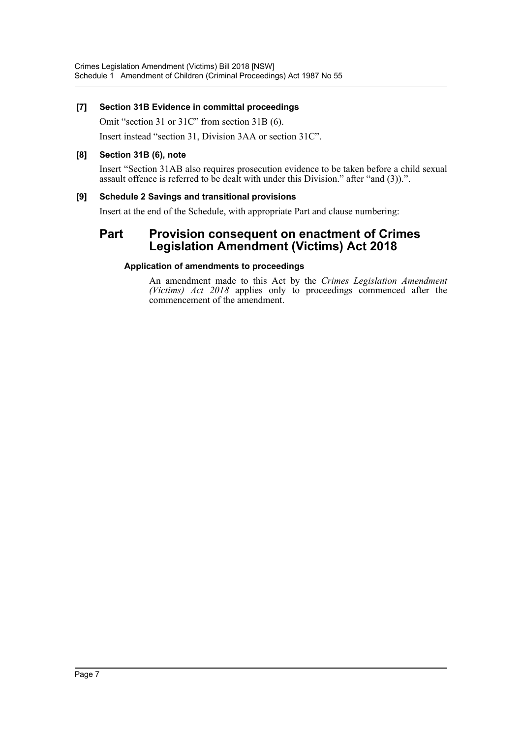### [7] Section 31B Evidence in committal proceedings

Omit "section 31 or 31C" from section 31B (6).

Insert instead "section 31, Division 3AA or section 31C".

### [8] Section 31B (6), note

Insert "Section 31AB also requires prosecution evidence to be taken before a child sexual assault offence is referred to be dealt with under this Division." after "and (3)).".

### [9] Schedule 2 Savings and transitional provisions

Insert at the end of the Schedule, with appropriate Part and clause numbering:

## Part Provision consequent on enactment of Crimes Legislation Amendment (Victims) Act 2018

#### Application of amendments to proceedings

An amendment made to this Act by the *Crimes Legislation Amendment (Victims) Act 2018* applies only to proceedings commenced after the commencement of the amendment.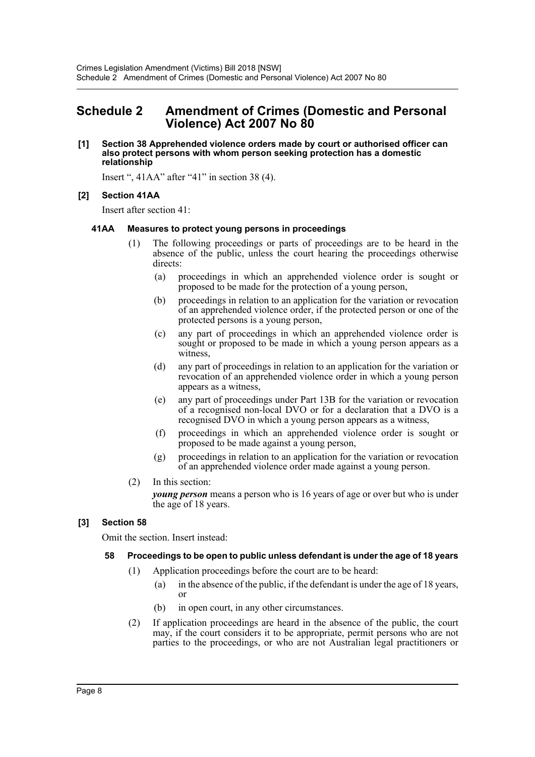## Schedule 2 Amendment of Crimes (Domestic and Personal Violence) Act 2007 No 80

**[1] Section 38 Apprehended violence orders made by court or authorised officer can also protect persons with whom person seeking protection has a domestic relationship**

Insert ", 41AA" after "41" in section 38 (4).

**[2] Section 41AA**

Insert after section 41:

**41AA Measures to protect young persons in proceedings**

(1) The following proceedings or parts of proceedings are to be heard in the absence of the public, unless the court hearing the proceedings otherwise directs:

(a) proceedings in which an apprehended violence order is sought or proposed to be made for the protection of a young person,

(b) proceedings in relation to an application for the variation or revocation of an apprehended violence order, if the protected person or one of the protected persons is a young person,

(c) any part of proceedings in which an apprehended violence order is sought or proposed to be made in which a young person appears as a witness,

(d) any part of proceedings in relation to an application for the variation or revocation of an apprehended violence order in which a young person appears as a witness,

(e) any part of proceedings under Part 13B for the variation or revocation of a recognised non-local DVO or for a declaration that a DVO is a recognised DVO in which a young person appears as a witness,

(f) proceedings in which an apprehended violence order is sought or proposed to be made against a young person,

(g) proceedings in relation to an application for the variation or revocation of an apprehended violence order made against a young person.

(2) In this section:

***young person*** means a person who is 16 years of age or over but who is under the age of 18 years.

**[3] Section 58**

Omit the section. Insert instead:

**58 Proceedings to be open to public unless defendant is under the age of 18 years**

(1) Application proceedings before the court are to be heard:

(a) in the absence of the public, if the defendant is under the age of 18 years, or

(b) in open court, in any other circumstances.

(2) If application proceedings are heard in the absence of the public, the court may, if the court considers it to be appropriate, permit persons who are not parties to the proceedings, or who are not Australian legal practitioners or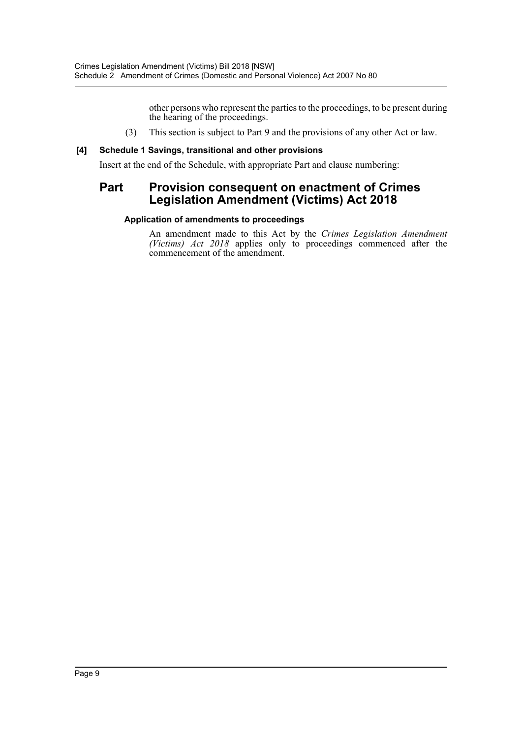other persons who represent the parties to the proceedings, to be present during the hearing of the proceedings.

(3) This section is subject to Part 9 and the provisions of any other Act or law.

**[4] Schedule 1 Savings, transitional and other provisions**

Insert at the end of the Schedule, with appropriate Part and clause numbering:

## Part Provision consequent on enactment of Crimes Legislation Amendment (Victims) Act 2018

### Application of amendments to proceedings

An amendment made to this Act by the *Crimes Legislation Amendment (Victims) Act 2018* applies only to proceedings commenced after the commencement of the amendment.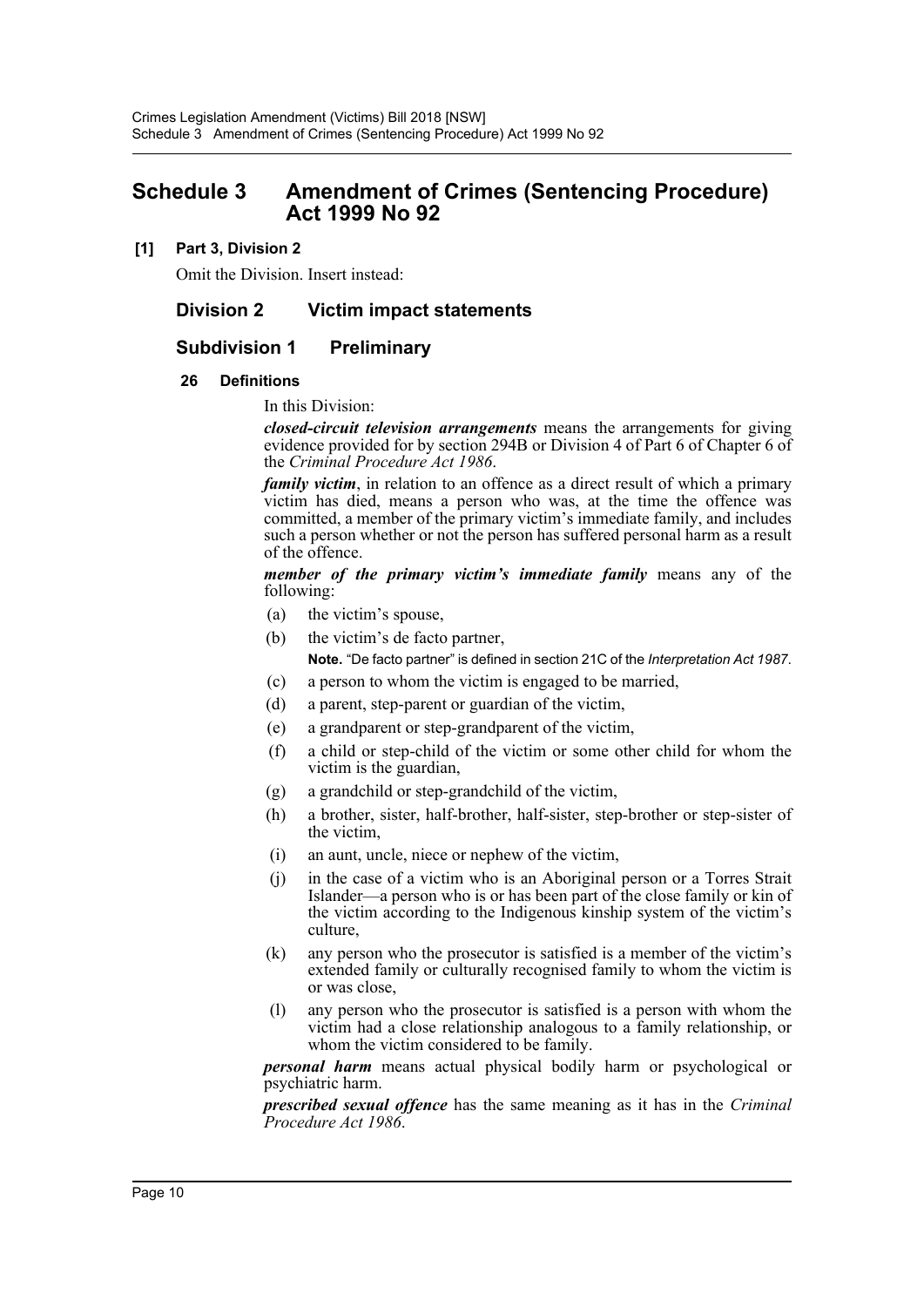# Schedule 3 Amendment of Crimes (Sentencing Procedure) Act 1999 No 92

**[1] Part 3, Division 2**

Omit the Division. Insert instead:

## Division 2 Victim impact statements

### Subdivision 1 Preliminary

**26 Definitions**

In this Division:

***closed-circuit television arrangements*** means the arrangements for giving evidence provided for by section 294B or Division 4 of Part 6 of Chapter 6 of the *Criminal Procedure Act 1986*.

***family victim***, in relation to an offence as a direct result of which a primary victim has died, means a person who was, at the time the offence was committed, a member of the primary victim's immediate family, and includes such a person whether or not the person has suffered personal harm as a result of the offence.

***member of the primary victim's immediate family*** means any of the following:

(a) the victim's spouse,

(b) the victim's de facto partner,

**Note.** "De facto partner" is defined in section 21C of the *Interpretation Act 1987*.

(c) a person to whom the victim is engaged to be married,

(d) a parent, step-parent or guardian of the victim,

(e) a grandparent or step-grandparent of the victim,

(f) a child or step-child of the victim or some other child for whom the victim is the guardian,

(g) a grandchild or step-grandchild of the victim,

(h) a brother, sister, half-brother, half-sister, step-brother or step-sister of the victim,

(i) an aunt, uncle, niece or nephew of the victim,

(j) in the case of a victim who is an Aboriginal person or a Torres Strait Islander—a person who is or has been part of the close family or kin of the victim according to the Indigenous kinship system of the victim's culture,

(k) any person who the prosecutor is satisfied is a member of the victim's extended family or culturally recognised family to whom the victim is or was close,

(l) any person who the prosecutor is satisfied is a person with whom the victim had a close relationship analogous to a family relationship, or whom the victim considered to be family.

***personal harm*** means actual physical bodily harm or psychological or psychiatric harm.

***prescribed sexual offence*** has the same meaning as it has in the *Criminal Procedure Act 1986*.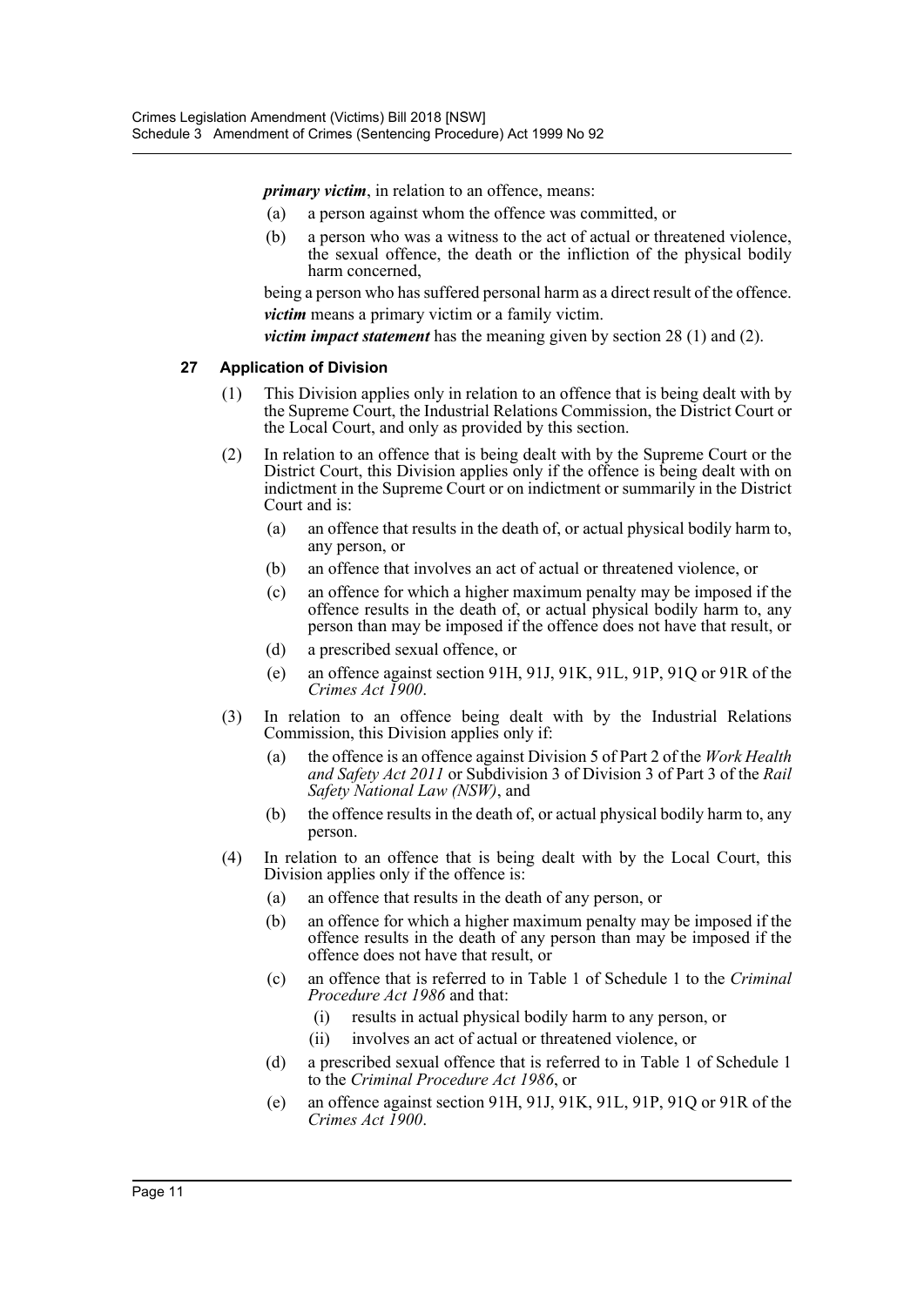***primary victim***, in relation to an offence, means:

- (a) a person against whom the offence was committed, or
- (b) a person who was a witness to the act of actual or threatened violence, the sexual offence, the death or the infliction of the physical bodily harm concerned,

being a person who has suffered personal harm as a direct result of the offence.

***victim*** means a primary victim or a family victim.

***victim impact statement*** has the meaning given by section 28 (1) and (2).

### 27 Application of Division

(1) This Division applies only in relation to an offence that is being dealt with by the Supreme Court, the Industrial Relations Commission, the District Court or the Local Court, and only as provided by this section.

(2) In relation to an offence that is being dealt with by the Supreme Court or the District Court, this Division applies only if the offence is being dealt with on indictment in the Supreme Court or on indictment or summarily in the District Court and is:

- (a) an offence that results in the death of, or actual physical bodily harm to, any person, or
- (b) an offence that involves an act of actual or threatened violence, or
- (c) an offence for which a higher maximum penalty may be imposed if the offence results in the death of, or actual physical bodily harm to, any person than may be imposed if the offence does not have that result, or
- (d) a prescribed sexual offence, or
- (e) an offence against section 91H, 91J, 91K, 91L, 91P, 91Q or 91R of the *Crimes Act 1900*.

(3) In relation to an offence being dealt with by the Industrial Relations Commission, this Division applies only if:

- (a) the offence is an offence against Division 5 of Part 2 of the *Work Health and Safety Act 2011* or Subdivision 3 of Division 3 of Part 3 of the *Rail Safety National Law (NSW)*, and
- (b) the offence results in the death of, or actual physical bodily harm to, any person.

(4) In relation to an offence that is being dealt with by the Local Court, this Division applies only if the offence is:

- (a) an offence that results in the death of any person, or
- (b) an offence for which a higher maximum penalty may be imposed if the offence results in the death of any person than may be imposed if the offence does not have that result, or
- (c) an offence that is referred to in Table 1 of Schedule 1 to the *Criminal Procedure Act 1986* and that:
  - (i) results in actual physical bodily harm to any person, or
  - (ii) involves an act of actual or threatened violence, or
- (d) a prescribed sexual offence that is referred to in Table 1 of Schedule 1 to the *Criminal Procedure Act 1986*, or
- (e) an offence against section 91H, 91J, 91K, 91L, 91P, 91Q or 91R of the *Crimes Act 1900*.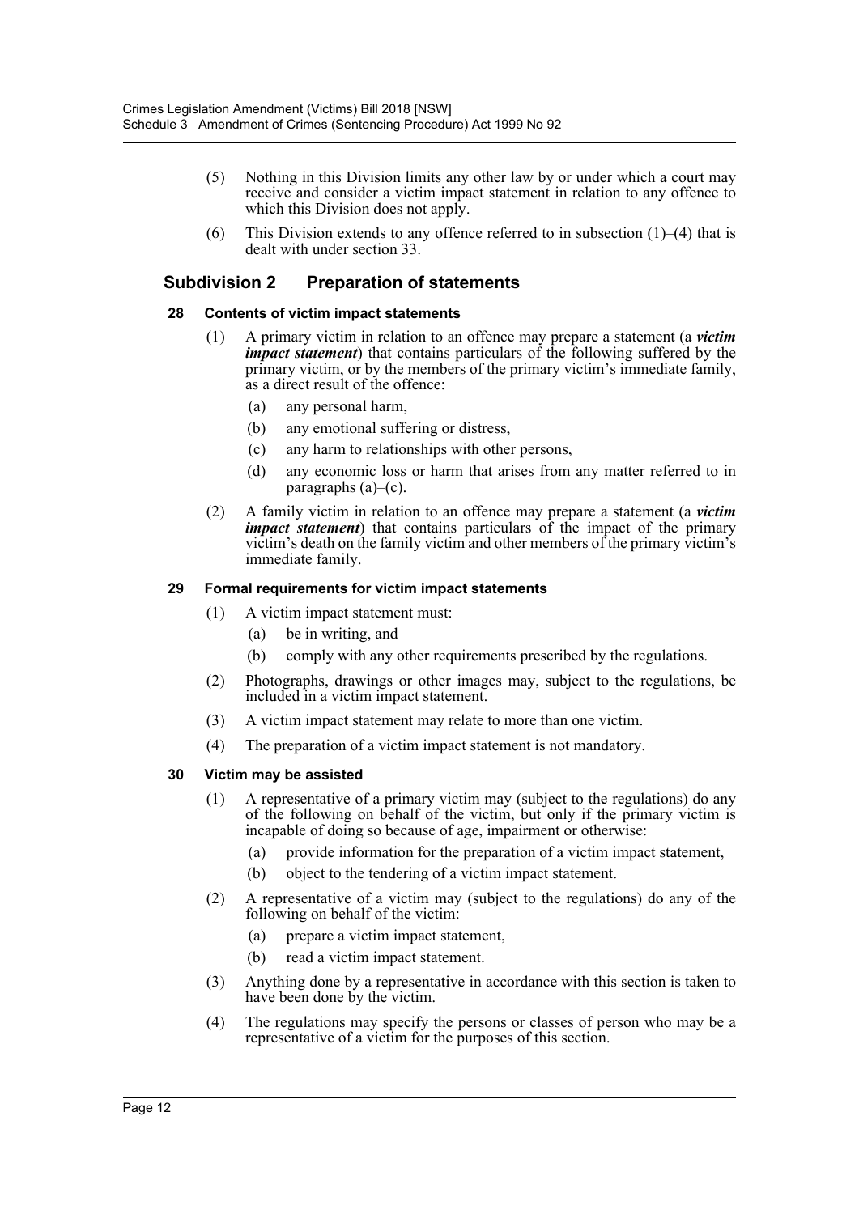(5) Nothing in this Division limits any other law by or under which a court may receive and consider a victim impact statement in relation to any offence to which this Division does not apply.

(6) This Division extends to any offence referred to in subsection (1)–(4) that is dealt with under section 33.

## Subdivision 2 Preparation of statements

### 28 Contents of victim impact statements

(1) A primary victim in relation to an offence may prepare a statement (a ***victim impact statement***) that contains particulars of the following suffered by the primary victim, or by the members of the primary victim's immediate family, as a direct result of the offence:

- (a) any personal harm,
- (b) any emotional suffering or distress,
- (c) any harm to relationships with other persons,
- (d) any economic loss or harm that arises from any matter referred to in paragraphs (a)–(c).

(2) A family victim in relation to an offence may prepare a statement (a ***victim impact statement***) that contains particulars of the impact of the primary victim's death on the family victim and other members of the primary victim's immediate family.

### 29 Formal requirements for victim impact statements

(1) A victim impact statement must:

- (a) be in writing, and
- (b) comply with any other requirements prescribed by the regulations.

(2) Photographs, drawings or other images may, subject to the regulations, be included in a victim impact statement.

(3) A victim impact statement may relate to more than one victim.

(4) The preparation of a victim impact statement is not mandatory.

### 30 Victim may be assisted

(1) A representative of a primary victim may (subject to the regulations) do any of the following on behalf of the victim, but only if the primary victim is incapable of doing so because of age, impairment or otherwise:

- (a) provide information for the preparation of a victim impact statement,
- (b) object to the tendering of a victim impact statement.

(2) A representative of a victim may (subject to the regulations) do any of the following on behalf of the victim:

- (a) prepare a victim impact statement,
- (b) read a victim impact statement.

(3) Anything done by a representative in accordance with this section is taken to have been done by the victim.

(4) The regulations may specify the persons or classes of person who may be a representative of a victim for the purposes of this section.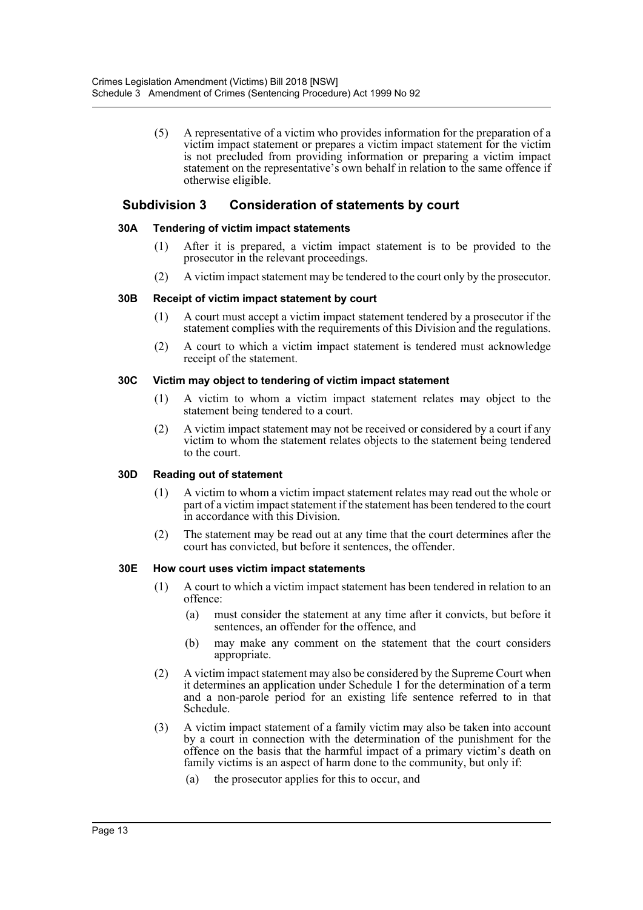(5) A representative of a victim who provides information for the preparation of a victim impact statement or prepares a victim impact statement for the victim is not precluded from providing information or preparing a victim impact statement on the representative's own behalf in relation to the same offence if otherwise eligible.

## Subdivision 3 Consideration of statements by court

### 30A Tendering of victim impact statements

(1) After it is prepared, a victim impact statement is to be provided to the prosecutor in the relevant proceedings.

(2) A victim impact statement may be tendered to the court only by the prosecutor.

### 30B Receipt of victim impact statement by court

(1) A court must accept a victim impact statement tendered by a prosecutor if the statement complies with the requirements of this Division and the regulations.

(2) A court to which a victim impact statement is tendered must acknowledge receipt of the statement.

### 30C Victim may object to tendering of victim impact statement

(1) A victim to whom a victim impact statement relates may object to the statement being tendered to a court.

(2) A victim impact statement may not be received or considered by a court if any victim to whom the statement relates objects to the statement being tendered to the court.

### 30D Reading out of statement

(1) A victim to whom a victim impact statement relates may read out the whole or part of a victim impact statement if the statement has been tendered to the court in accordance with this Division.

(2) The statement may be read out at any time that the court determines after the court has convicted, but before it sentences, the offender.

### 30E How court uses victim impact statements

(1) A court to which a victim impact statement has been tendered in relation to an offence:

- (a) must consider the statement at any time after it convicts, but before it sentences, an offender for the offence, and
- (b) may make any comment on the statement that the court considers appropriate.

(2) A victim impact statement may also be considered by the Supreme Court when it determines an application under Schedule 1 for the determination of a term and a non-parole period for an existing life sentence referred to in that Schedule.

(3) A victim impact statement of a family victim may also be taken into account by a court in connection with the determination of the punishment for the offence on the basis that the harmful impact of a primary victim's death on family victims is an aspect of harm done to the community, but only if:

- (a) the prosecutor applies for this to occur, and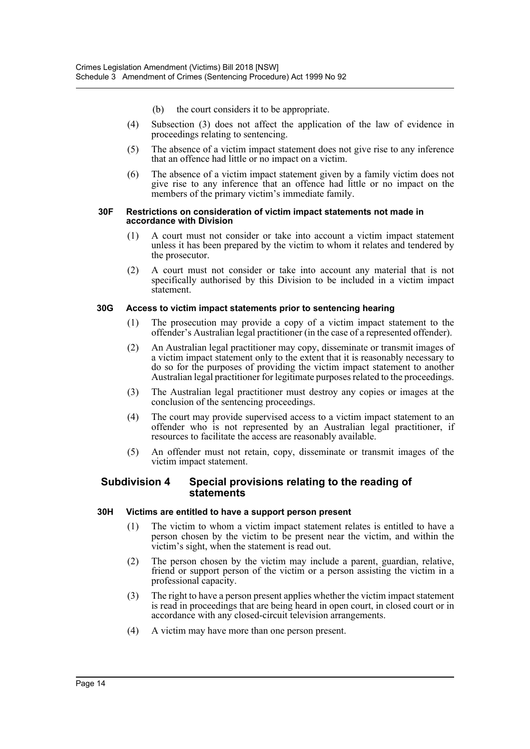(b) the court considers it to be appropriate.

(4) Subsection (3) does not affect the application of the law of evidence in proceedings relating to sentencing.

(5) The absence of a victim impact statement does not give rise to any inference that an offence had little or no impact on a victim.

(6) The absence of a victim impact statement given by a family victim does not give rise to any inference that an offence had little or no impact on the members of the primary victim's immediate family.

#### 30F Restrictions on consideration of victim impact statements not made in accordance with Division

(1) A court must not consider or take into account a victim impact statement unless it has been prepared by the victim to whom it relates and tendered by the prosecutor.

(2) A court must not consider or take into account any material that is not specifically authorised by this Division to be included in a victim impact statement.

#### 30G Access to victim impact statements prior to sentencing hearing

(1) The prosecution may provide a copy of a victim impact statement to the offender's Australian legal practitioner (in the case of a represented offender).

(2) An Australian legal practitioner may copy, disseminate or transmit images of a victim impact statement only to the extent that it is reasonably necessary to do so for the purposes of providing the victim impact statement to another Australian legal practitioner for legitimate purposes related to the proceedings.

(3) The Australian legal practitioner must destroy any copies or images at the conclusion of the sentencing proceedings.

(4) The court may provide supervised access to a victim impact statement to an offender who is not represented by an Australian legal practitioner, if resources to facilitate the access are reasonably available.

(5) An offender must not retain, copy, disseminate or transmit images of the victim impact statement.

### Subdivision 4 Special provisions relating to the reading of statements

#### 30H Victims are entitled to have a support person present

(1) The victim to whom a victim impact statement relates is entitled to have a person chosen by the victim to be present near the victim, and within the victim's sight, when the statement is read out.

(2) The person chosen by the victim may include a parent, guardian, relative, friend or support person of the victim or a person assisting the victim in a professional capacity.

(3) The right to have a person present applies whether the victim impact statement is read in proceedings that are being heard in open court, in closed court or in accordance with any closed-circuit television arrangements.

(4) A victim may have more than one person present.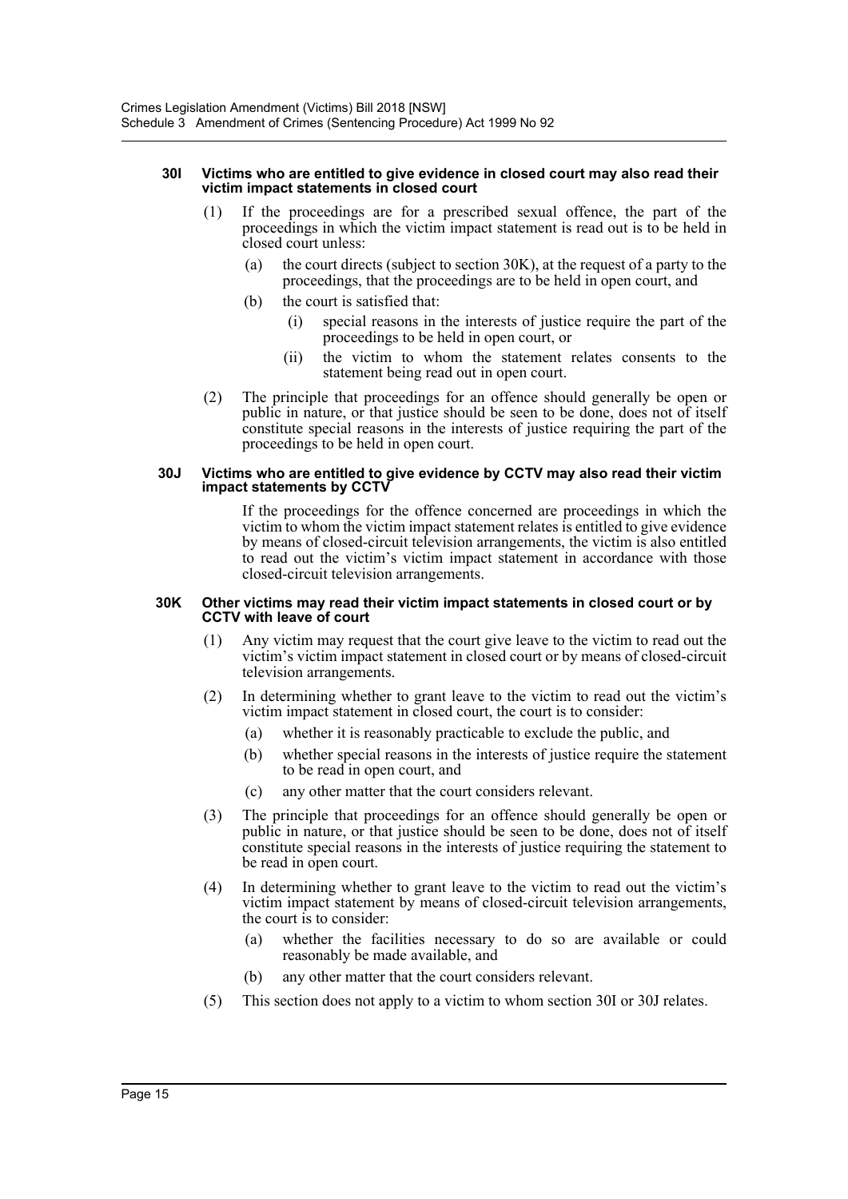### 30I Victims who are entitled to give evidence in closed court may also read their victim impact statements in closed court

(1) If the proceedings are for a prescribed sexual offence, the part of the proceedings in which the victim impact statement is read out is to be held in closed court unless:

- (a) the court directs (subject to section 30K), at the request of a party to the proceedings, that the proceedings are to be held in open court, and
- (b) the court is satisfied that:
  - (i) special reasons in the interests of justice require the part of the proceedings to be held in open court, or
  - (ii) the victim to whom the statement relates consents to the statement being read out in open court.

(2) The principle that proceedings for an offence should generally be open or public in nature, or that justice should be seen to be done, does not of itself constitute special reasons in the interests of justice requiring the part of the proceedings to be held in open court.

### 30J Victims who are entitled to give evidence by CCTV may also read their victim impact statements by CCTV

If the proceedings for the offence concerned are proceedings in which the victim to whom the victim impact statement relates is entitled to give evidence by means of closed-circuit television arrangements, the victim is also entitled to read out the victim's victim impact statement in accordance with those closed-circuit television arrangements.

### 30K Other victims may read their victim impact statements in closed court or by CCTV with leave of court

(1) Any victim may request that the court give leave to the victim to read out the victim's victim impact statement in closed court or by means of closed-circuit television arrangements.

(2) In determining whether to grant leave to the victim to read out the victim's victim impact statement in closed court, the court is to consider:

- (a) whether it is reasonably practicable to exclude the public, and
- (b) whether special reasons in the interests of justice require the statement to be read in open court, and
- (c) any other matter that the court considers relevant.

(3) The principle that proceedings for an offence should generally be open or public in nature, or that justice should be seen to be done, does not of itself constitute special reasons in the interests of justice requiring the statement to be read in open court.

(4) In determining whether to grant leave to the victim to read out the victim's victim impact statement by means of closed-circuit television arrangements, the court is to consider:

- (a) whether the facilities necessary to do so are available or could reasonably be made available, and
- (b) any other matter that the court considers relevant.

(5) This section does not apply to a victim to whom section 30I or 30J relates.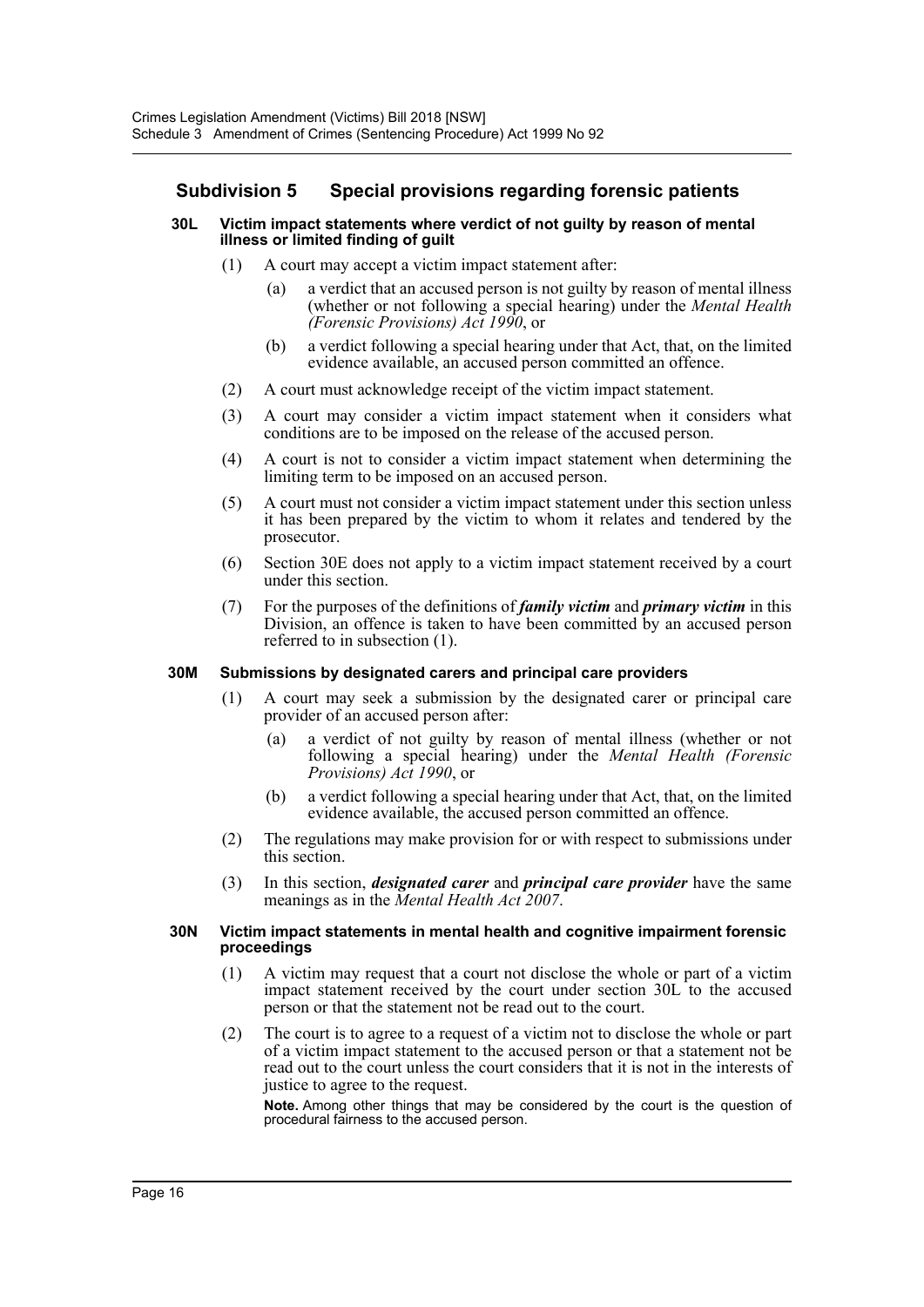## Subdivision 5 Special provisions regarding forensic patients

#### 30L Victim impact statements where verdict of not guilty by reason of mental illness or limited finding of guilt

(1) A court may accept a victim impact statement after:

(a) a verdict that an accused person is not guilty by reason of mental illness (whether or not following a special hearing) under the *Mental Health (Forensic Provisions) Act 1990*, or

(b) a verdict following a special hearing under that Act, that, on the limited evidence available, an accused person committed an offence.

(2) A court must acknowledge receipt of the victim impact statement.

(3) A court may consider a victim impact statement when it considers what conditions are to be imposed on the release of the accused person.

(4) A court is not to consider a victim impact statement when determining the limiting term to be imposed on an accused person.

(5) A court must not consider a victim impact statement under this section unless it has been prepared by the victim to whom it relates and tendered by the prosecutor.

(6) Section 30E does not apply to a victim impact statement received by a court under this section.

(7) For the purposes of the definitions of ***family victim*** and ***primary victim*** in this Division, an offence is taken to have been committed by an accused person referred to in subsection (1).

#### 30M Submissions by designated carers and principal care providers

(1) A court may seek a submission by the designated carer or principal care provider of an accused person after:

(a) a verdict of not guilty by reason of mental illness (whether or not following a special hearing) under the *Mental Health (Forensic Provisions) Act 1990*, or

(b) a verdict following a special hearing under that Act, that, on the limited evidence available, the accused person committed an offence.

(2) The regulations may make provision for or with respect to submissions under this section.

(3) In this section, ***designated carer*** and ***principal care provider*** have the same meanings as in the *Mental Health Act 2007*.

#### 30N Victim impact statements in mental health and cognitive impairment forensic proceedings

(1) A victim may request that a court not disclose the whole or part of a victim impact statement received by the court under section 30L to the accused person or that the statement not be read out to the court.

(2) The court is to agree to a request of a victim not to disclose the whole or part of a victim impact statement to the accused person or that a statement not be read out to the court unless the court considers that it is not in the interests of justice to agree to the request.

**Note.** Among other things that may be considered by the court is the question of procedural fairness to the accused person.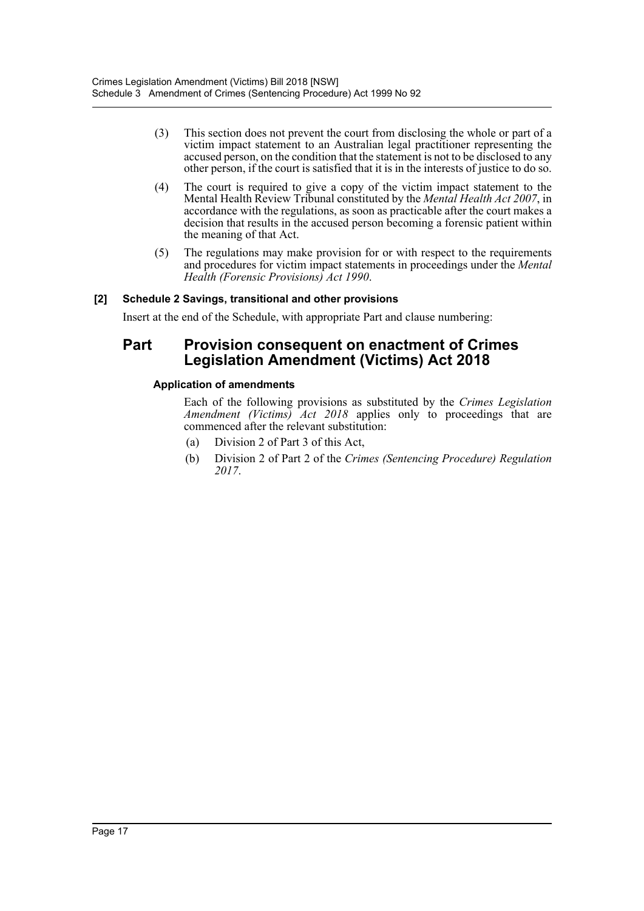(3) This section does not prevent the court from disclosing the whole or part of a victim impact statement to an Australian legal practitioner representing the accused person, on the condition that the statement is not to be disclosed to any other person, if the court is satisfied that it is in the interests of justice to do so.

(4) The court is required to give a copy of the victim impact statement to the Mental Health Review Tribunal constituted by the *Mental Health Act 2007*, in accordance with the regulations, as soon as practicable after the court makes a decision that results in the accused person becoming a forensic patient within the meaning of that Act.

(5) The regulations may make provision for or with respect to the requirements and procedures for victim impact statements in proceedings under the *Mental Health (Forensic Provisions) Act 1990*.

#### [2] Schedule 2 Savings, transitional and other provisions

Insert at the end of the Schedule, with appropriate Part and clause numbering:

## Part Provision consequent on enactment of Crimes Legislation Amendment (Victims) Act 2018

#### Application of amendments

Each of the following provisions as substituted by the *Crimes Legislation Amendment (Victims) Act 2018* applies only to proceedings that are commenced after the relevant substitution:

(a) Division 2 of Part 3 of this Act,

(b) Division 2 of Part 2 of the *Crimes (Sentencing Procedure) Regulation 2017*.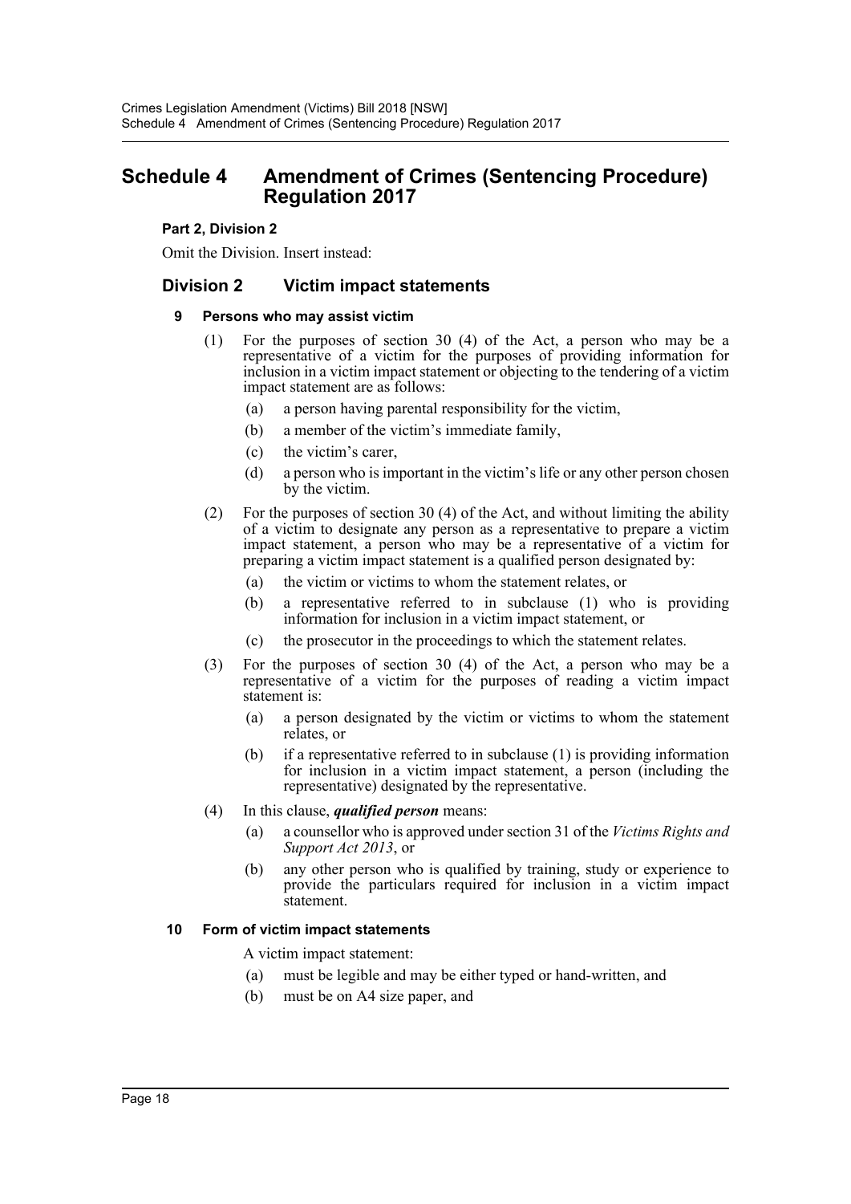# Schedule 4 Amendment of Crimes (Sentencing Procedure) Regulation 2017

**Part 2, Division 2**

Omit the Division. Insert instead:

## Division 2 Victim impact statements

### 9 Persons who may assist victim

(1) For the purposes of section 30 (4) of the Act, a person who may be a representative of a victim for the purposes of providing information for inclusion in a victim impact statement or objecting to the tendering of a victim impact statement are as follows:

- (a) a person having parental responsibility for the victim,
- (b) a member of the victim's immediate family,
- (c) the victim's carer,
- (d) a person who is important in the victim's life or any other person chosen by the victim.

(2) For the purposes of section 30 (4) of the Act, and without limiting the ability of a victim to designate any person as a representative to prepare a victim impact statement, a person who may be a representative of a victim for preparing a victim impact statement is a qualified person designated by:

- (a) the victim or victims to whom the statement relates, or
- (b) a representative referred to in subclause (1) who is providing information for inclusion in a victim impact statement, or
- (c) the prosecutor in the proceedings to which the statement relates.

(3) For the purposes of section 30 (4) of the Act, a person who may be a representative of a victim for the purposes of reading a victim impact statement is:

- (a) a person designated by the victim or victims to whom the statement relates, or
- (b) if a representative referred to in subclause (1) is providing information for inclusion in a victim impact statement, a person (including the representative) designated by the representative.

(4) In this clause, ***qualified person*** means:

- (a) a counsellor who is approved under section 31 of the *Victims Rights and Support Act 2013*, or
- (b) any other person who is qualified by training, study or experience to provide the particulars required for inclusion in a victim impact statement.

### 10 Form of victim impact statements

A victim impact statement:

- (a) must be legible and may be either typed or hand-written, and
- (b) must be on A4 size paper, and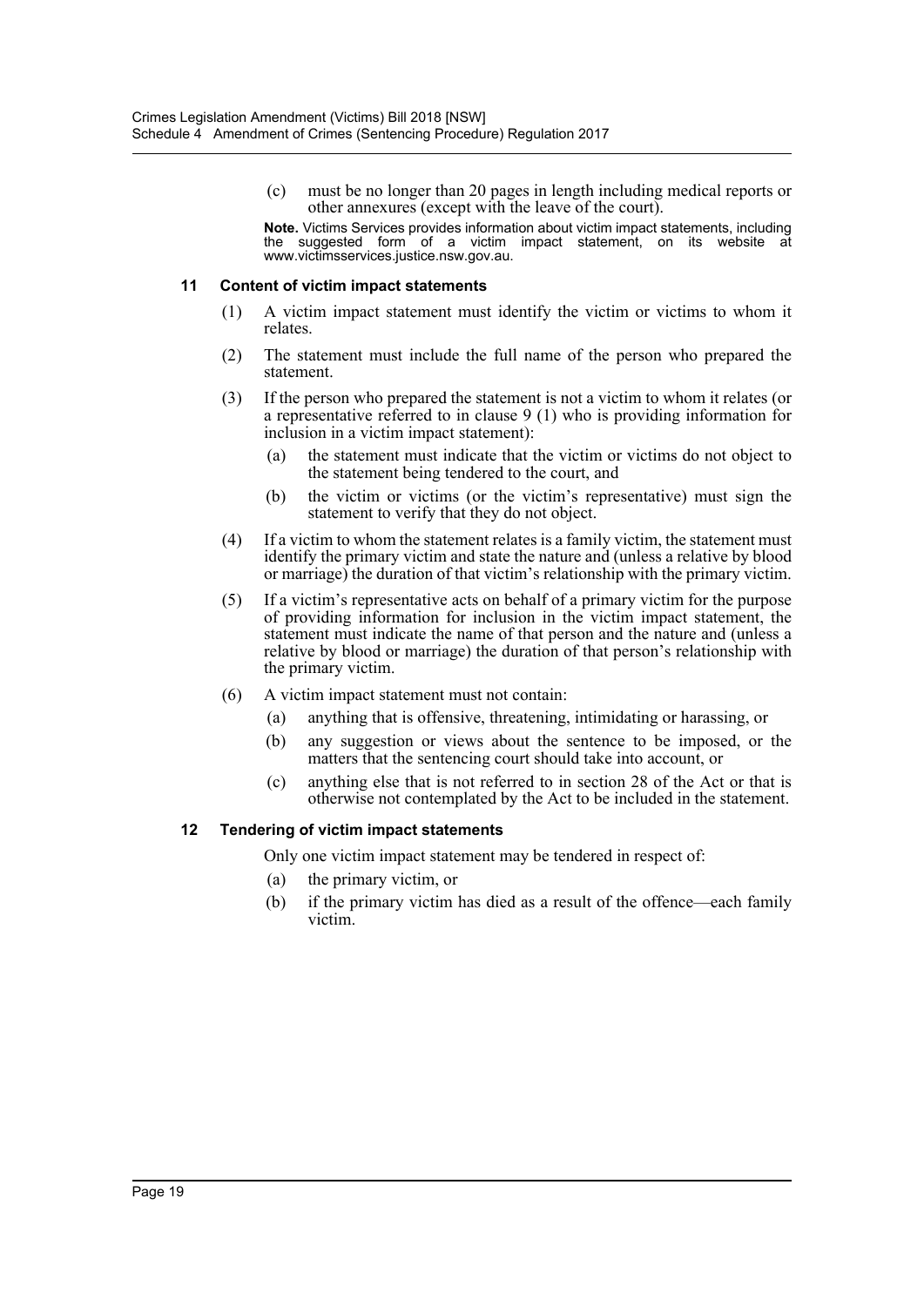(c) must be no longer than 20 pages in length including medical reports or other annexures (except with the leave of the court).

**Note.** Victims Services provides information about victim impact statements, including the suggested form of a victim impact statement, on its website at www.victimsservices.justice.nsw.gov.au.

#### 11 Content of victim impact statements

(1) A victim impact statement must identify the victim or victims to whom it relates.

(2) The statement must include the full name of the person who prepared the statement.

(3) If the person who prepared the statement is not a victim to whom it relates (or a representative referred to in clause 9 (1) who is providing information for inclusion in a victim impact statement):

   (a) the statement must indicate that the victim or victims do not object to the statement being tendered to the court, and

   (b) the victim or victims (or the victim's representative) must sign the statement to verify that they do not object.

(4) If a victim to whom the statement relates is a family victim, the statement must identify the primary victim and state the nature and (unless a relative by blood or marriage) the duration of that victim's relationship with the primary victim.

(5) If a victim's representative acts on behalf of a primary victim for the purpose of providing information for inclusion in the victim impact statement, the statement must indicate the name of that person and the nature and (unless a relative by blood or marriage) the duration of that person's relationship with the primary victim.

(6) A victim impact statement must not contain:

   (a) anything that is offensive, threatening, intimidating or harassing, or

   (b) any suggestion or views about the sentence to be imposed, or the matters that the sentencing court should take into account, or

   (c) anything else that is not referred to in section 28 of the Act or that is otherwise not contemplated by the Act to be included in the statement.

#### 12 Tendering of victim impact statements

Only one victim impact statement may be tendered in respect of:

(a) the primary victim, or

(b) if the primary victim has died as a result of the offence—each family victim.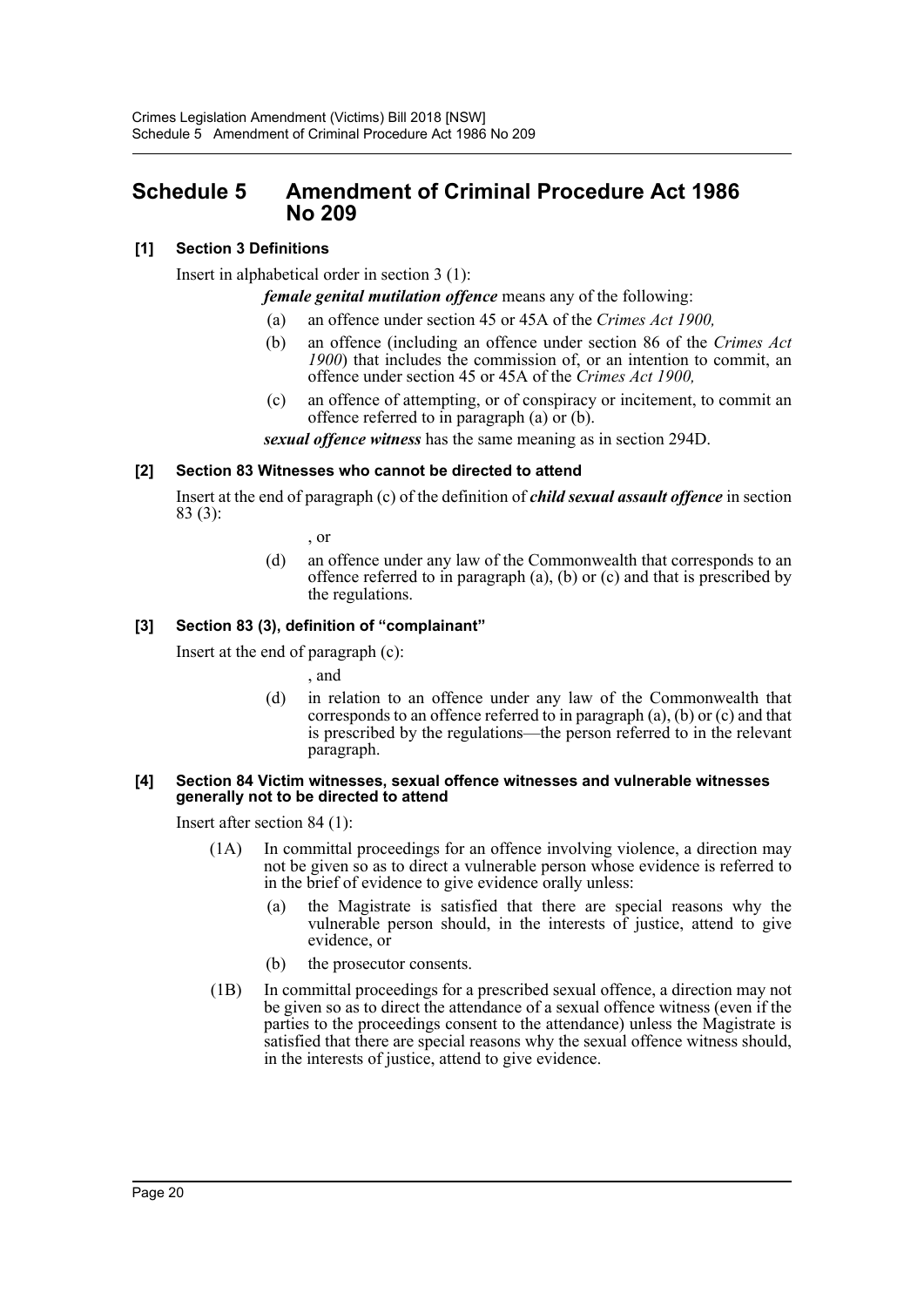# Schedule 5 Amendment of Criminal Procedure Act 1986 No 209

**[1] Section 3 Definitions**

Insert in alphabetical order in section 3 (1):

> ***female genital mutilation offence*** means any of the following:
>
> (a) an offence under section 45 or 45A of the *Crimes Act 1900,*
>
> (b) an offence (including an offence under section 86 of the *Crimes Act 1900*) that includes the commission of, or an intention to commit, an offence under section 45 or 45A of the *Crimes Act 1900,*
>
> (c) an offence of attempting, or of conspiracy or incitement, to commit an offence referred to in paragraph (a) or (b).
>
> ***sexual offence witness*** has the same meaning as in section 294D.

**[2] Section 83 Witnesses who cannot be directed to attend**

Insert at the end of paragraph (c) of the definition of ***child sexual assault offence*** in section 83 (3):

> , or
>
> (d) an offence under any law of the Commonwealth that corresponds to an offence referred to in paragraph (a), (b) or (c) and that is prescribed by the regulations.

**[3] Section 83 (3), definition of "complainant"**

Insert at the end of paragraph (c):

> , and
>
> (d) in relation to an offence under any law of the Commonwealth that corresponds to an offence referred to in paragraph (a), (b) or (c) and that is prescribed by the regulations—the person referred to in the relevant paragraph.

**[4] Section 84 Victim witnesses, sexual offence witnesses and vulnerable witnesses generally not to be directed to attend**

Insert after section 84 (1):

> (1A) In committal proceedings for an offence involving violence, a direction may not be given so as to direct a vulnerable person whose evidence is referred to in the brief of evidence to give evidence orally unless:
>
> (a) the Magistrate is satisfied that there are special reasons why the vulnerable person should, in the interests of justice, attend to give evidence, or
>
> (b) the prosecutor consents.
>
> (1B) In committal proceedings for a prescribed sexual offence, a direction may not be given so as to direct the attendance of a sexual offence witness (even if the parties to the proceedings consent to the attendance) unless the Magistrate is satisfied that there are special reasons why the sexual offence witness should, in the interests of justice, attend to give evidence.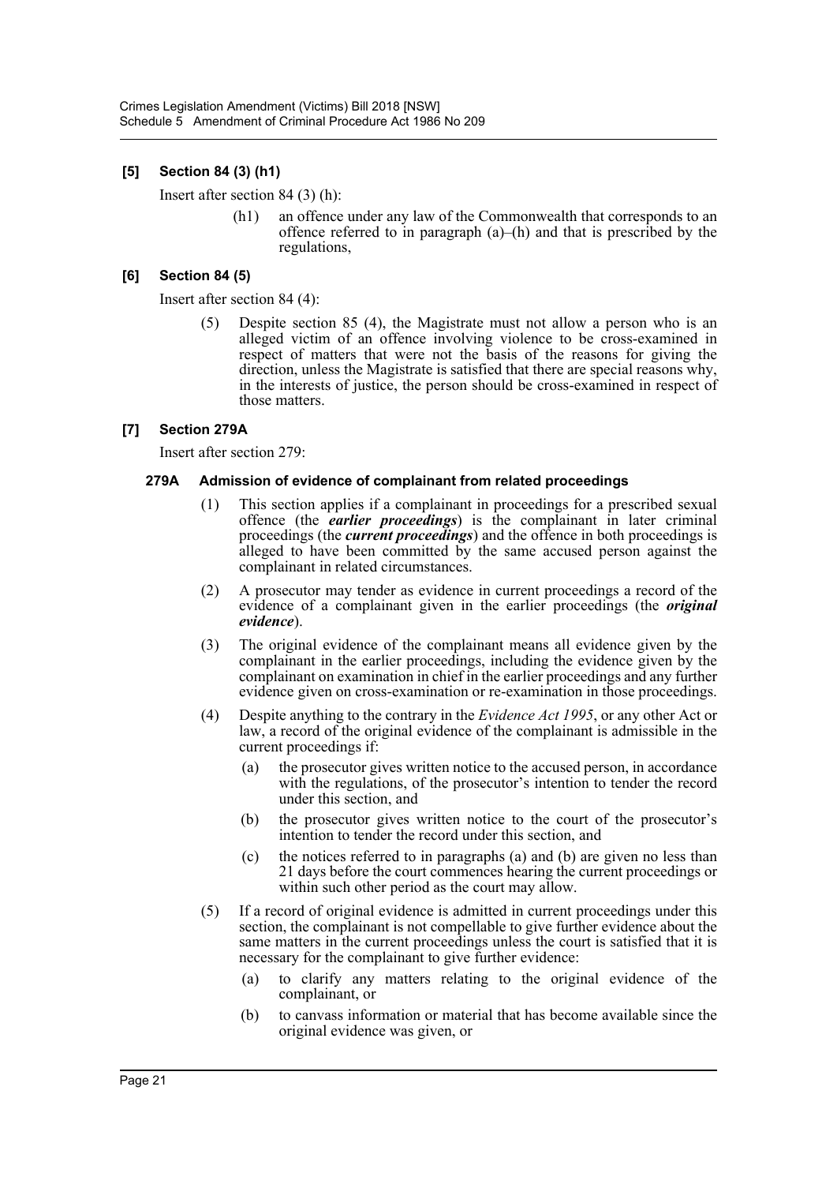### [5] Section 84 (3) (h1)

Insert after section 84 (3) (h):

> (h1) an offence under any law of the Commonwealth that corresponds to an offence referred to in paragraph (a)–(h) and that is prescribed by the regulations,

### [6] Section 84 (5)

Insert after section 84 (4):

> (5) Despite section 85 (4), the Magistrate must not allow a person who is an alleged victim of an offence involving violence to be cross-examined in respect of matters that were not the basis of the reasons for giving the direction, unless the Magistrate is satisfied that there are special reasons why, in the interests of justice, the person should be cross-examined in respect of those matters.

### [7] Section 279A

Insert after section 279:

#### 279A Admission of evidence of complainant from related proceedings

(1) This section applies if a complainant in proceedings for a prescribed sexual offence (the ***earlier proceedings***) is the complainant in later criminal proceedings (the ***current proceedings***) and the offence in both proceedings is alleged to have been committed by the same accused person against the complainant in related circumstances.

(2) A prosecutor may tender as evidence in current proceedings a record of the evidence of a complainant given in the earlier proceedings (the ***original evidence***).

(3) The original evidence of the complainant means all evidence given by the complainant in the earlier proceedings, including the evidence given by the complainant on examination in chief in the earlier proceedings and any further evidence given on cross-examination or re-examination in those proceedings.

(4) Despite anything to the contrary in the *Evidence Act 1995*, or any other Act or law, a record of the original evidence of the complainant is admissible in the current proceedings if:

- (a) the prosecutor gives written notice to the accused person, in accordance with the regulations, of the prosecutor's intention to tender the record under this section, and
- (b) the prosecutor gives written notice to the court of the prosecutor's intention to tender the record under this section, and
- (c) the notices referred to in paragraphs (a) and (b) are given no less than 21 days before the court commences hearing the current proceedings or within such other period as the court may allow.

(5) If a record of original evidence is admitted in current proceedings under this section, the complainant is not compellable to give further evidence about the same matters in the current proceedings unless the court is satisfied that it is necessary for the complainant to give further evidence:

- (a) to clarify any matters relating to the original evidence of the complainant, or
- (b) to canvass information or material that has become available since the original evidence was given, or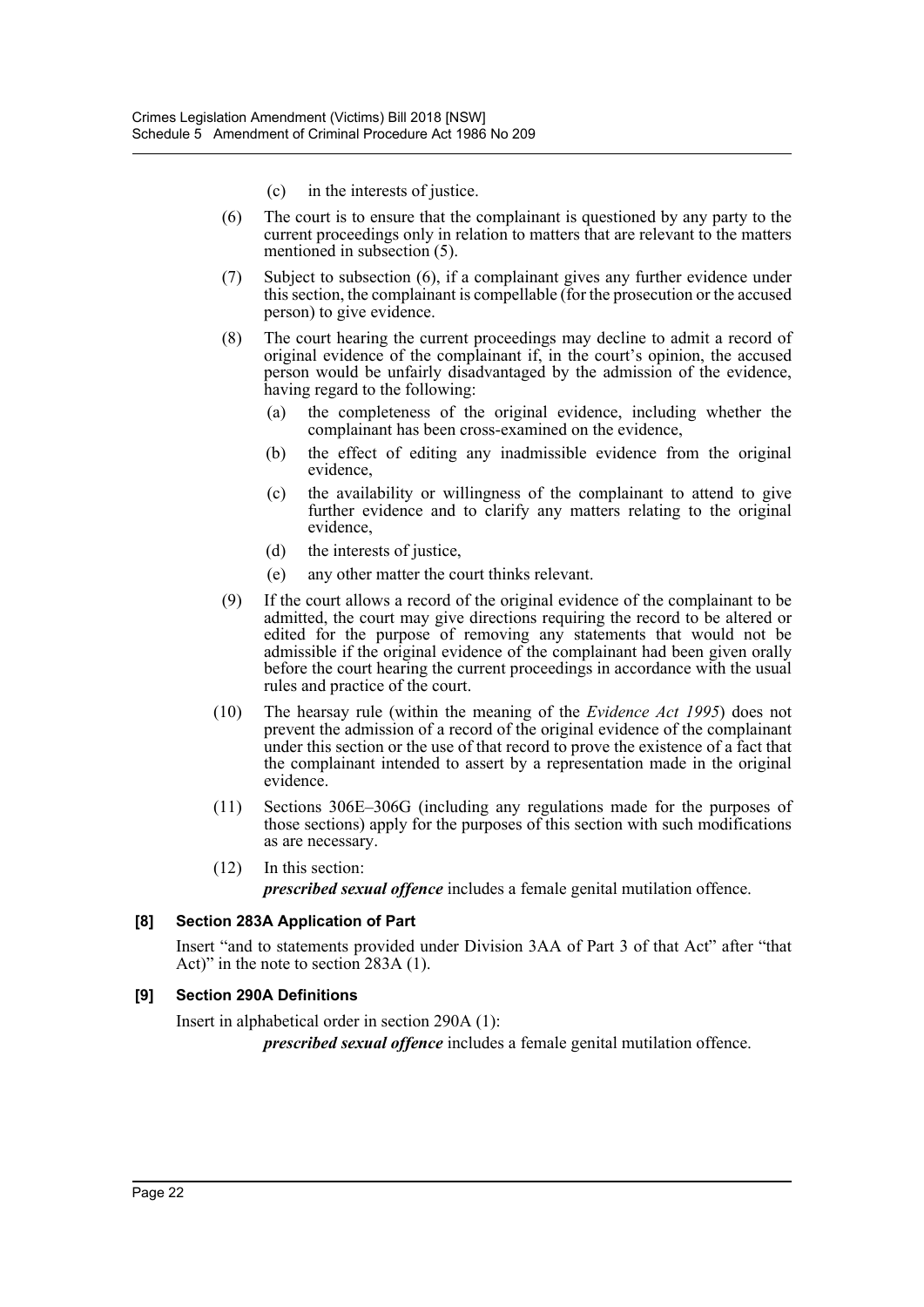(c) in the interests of justice.

(6) The court is to ensure that the complainant is questioned by any party to the current proceedings only in relation to matters that are relevant to the matters mentioned in subsection (5).

(7) Subject to subsection (6), if a complainant gives any further evidence under this section, the complainant is compellable (for the prosecution or the accused person) to give evidence.

(8) The court hearing the current proceedings may decline to admit a record of original evidence of the complainant if, in the court's opinion, the accused person would be unfairly disadvantaged by the admission of the evidence, having regard to the following:

(a) the completeness of the original evidence, including whether the complainant has been cross-examined on the evidence,

(b) the effect of editing any inadmissible evidence from the original evidence,

(c) the availability or willingness of the complainant to attend to give further evidence and to clarify any matters relating to the original evidence,

(d) the interests of justice,

(e) any other matter the court thinks relevant.

(9) If the court allows a record of the original evidence of the complainant to be admitted, the court may give directions requiring the record to be altered or edited for the purpose of removing any statements that would not be admissible if the original evidence of the complainant had been given orally before the court hearing the current proceedings in accordance with the usual rules and practice of the court.

(10) The hearsay rule (within the meaning of the *Evidence Act 1995*) does not prevent the admission of a record of the original evidence of the complainant under this section or the use of that record to prove the existence of a fact that the complainant intended to assert by a representation made in the original evidence.

(11) Sections 306E–306G (including any regulations made for the purposes of those sections) apply for the purposes of this section with such modifications as are necessary.

(12) In this section:

***prescribed sexual offence*** includes a female genital mutilation offence.

**[8] Section 283A Application of Part**

Insert "and to statements provided under Division 3AA of Part 3 of that Act" after "that Act)" in the note to section 283A (1).

**[9] Section 290A Definitions**

Insert in alphabetical order in section 290A (1):

***prescribed sexual offence*** includes a female genital mutilation offence.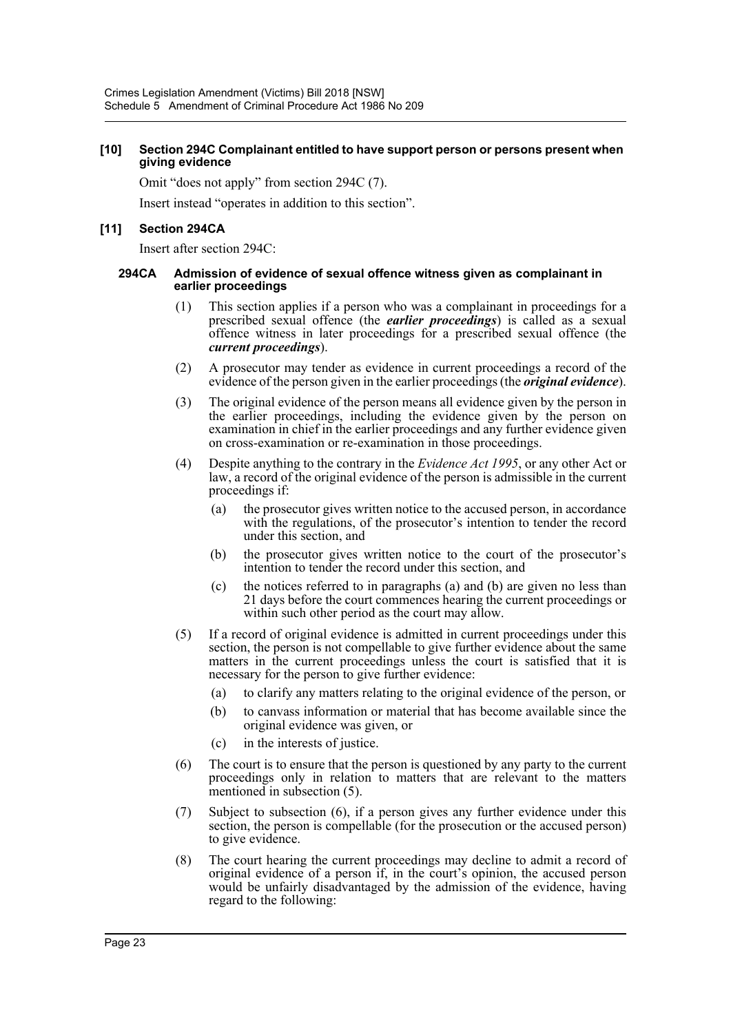**[10] Section 294C Complainant entitled to have support person or persons present when giving evidence**

Omit "does not apply" from section 294C (7).

Insert instead "operates in addition to this section".

**[11] Section 294CA**

Insert after section 294C:

**294CA Admission of evidence of sexual offence witness given as complainant in earlier proceedings**

(1) This section applies if a person who was a complainant in proceedings for a prescribed sexual offence (the ***earlier proceedings***) is called as a sexual offence witness in later proceedings for a prescribed sexual offence (the ***current proceedings***).

(2) A prosecutor may tender as evidence in current proceedings a record of the evidence of the person given in the earlier proceedings (the ***original evidence***).

(3) The original evidence of the person means all evidence given by the person in the earlier proceedings, including the evidence given by the person on examination in chief in the earlier proceedings and any further evidence given on cross-examination or re-examination in those proceedings.

(4) Despite anything to the contrary in the *Evidence Act 1995*, or any other Act or law, a record of the original evidence of the person is admissible in the current proceedings if:

- (a) the prosecutor gives written notice to the accused person, in accordance with the regulations, of the prosecutor's intention to tender the record under this section, and
- (b) the prosecutor gives written notice to the court of the prosecutor's intention to tender the record under this section, and
- (c) the notices referred to in paragraphs (a) and (b) are given no less than 21 days before the court commences hearing the current proceedings or within such other period as the court may allow.

(5) If a record of original evidence is admitted in current proceedings under this section, the person is not compellable to give further evidence about the same matters in the current proceedings unless the court is satisfied that it is necessary for the person to give further evidence:

- (a) to clarify any matters relating to the original evidence of the person, or
- (b) to canvass information or material that has become available since the original evidence was given, or
- (c) in the interests of justice.

(6) The court is to ensure that the person is questioned by any party to the current proceedings only in relation to matters that are relevant to the matters mentioned in subsection (5).

(7) Subject to subsection (6), if a person gives any further evidence under this section, the person is compellable (for the prosecution or the accused person) to give evidence.

(8) The court hearing the current proceedings may decline to admit a record of original evidence of a person if, in the court's opinion, the accused person would be unfairly disadvantaged by the admission of the evidence, having regard to the following: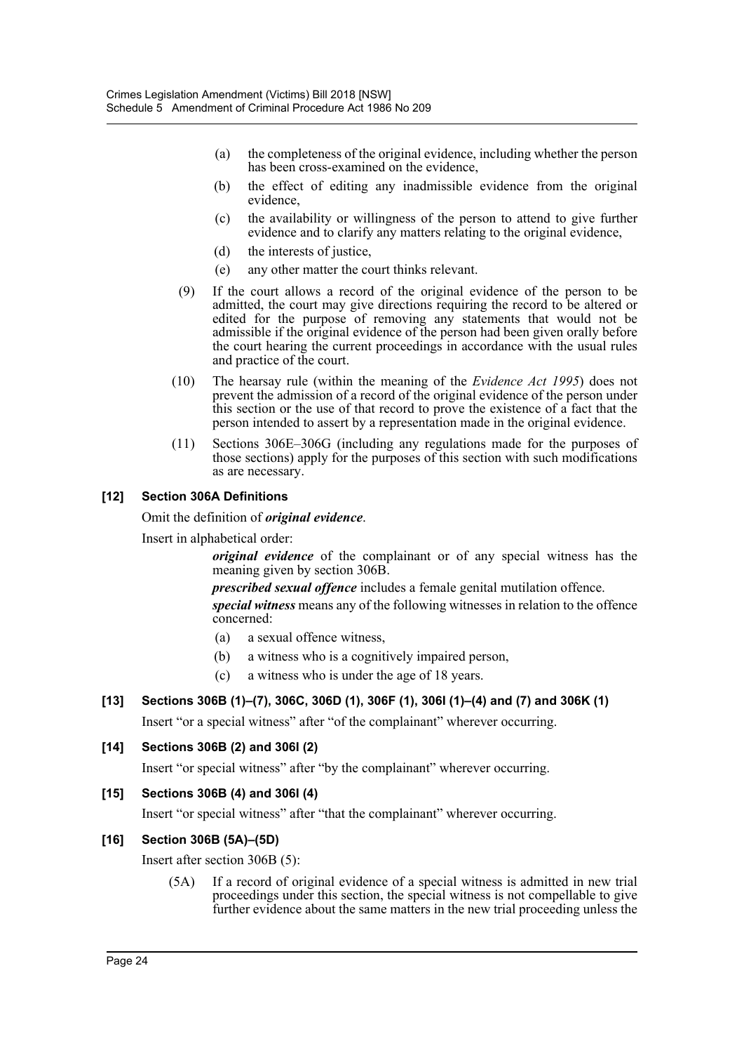(a) the completeness of the original evidence, including whether the person has been cross-examined on the evidence,

(b) the effect of editing any inadmissible evidence from the original evidence,

(c) the availability or willingness of the person to attend to give further evidence and to clarify any matters relating to the original evidence,

(d) the interests of justice,

(e) any other matter the court thinks relevant.

(9) If the court allows a record of the original evidence of the person to be admitted, the court may give directions requiring the record to be altered or edited for the purpose of removing any statements that would not be admissible if the original evidence of the person had been given orally before the court hearing the current proceedings in accordance with the usual rules and practice of the court.

(10) The hearsay rule (within the meaning of the *Evidence Act 1995*) does not prevent the admission of a record of the original evidence of the person under this section or the use of that record to prove the existence of a fact that the person intended to assert by a representation made in the original evidence.

(11) Sections 306E–306G (including any regulations made for the purposes of those sections) apply for the purposes of this section with such modifications as are necessary.

#### [12] Section 306A Definitions

Omit the definition of ***original evidence***.

Insert in alphabetical order:

> ***original evidence*** of the complainant or of any special witness has the meaning given by section 306B.
>
> ***prescribed sexual offence*** includes a female genital mutilation offence.
>
> ***special witness*** means any of the following witnesses in relation to the offence concerned:
>
> (a) a sexual offence witness,
>
> (b) a witness who is a cognitively impaired person,
>
> (c) a witness who is under the age of 18 years.

#### [13] Sections 306B (1)–(7), 306C, 306D (1), 306F (1), 306I (1)–(4) and (7) and 306K (1)

Insert "or a special witness" after "of the complainant" wherever occurring.

#### [14] Sections 306B (2) and 306I (2)

Insert "or special witness" after "by the complainant" wherever occurring.

#### [15] Sections 306B (4) and 306I (4)

Insert "or special witness" after "that the complainant" wherever occurring.

#### [16] Section 306B (5A)–(5D)

Insert after section 306B (5):

> (5A) If a record of original evidence of a special witness is admitted in new trial proceedings under this section, the special witness is not compellable to give further evidence about the same matters in the new trial proceeding unless the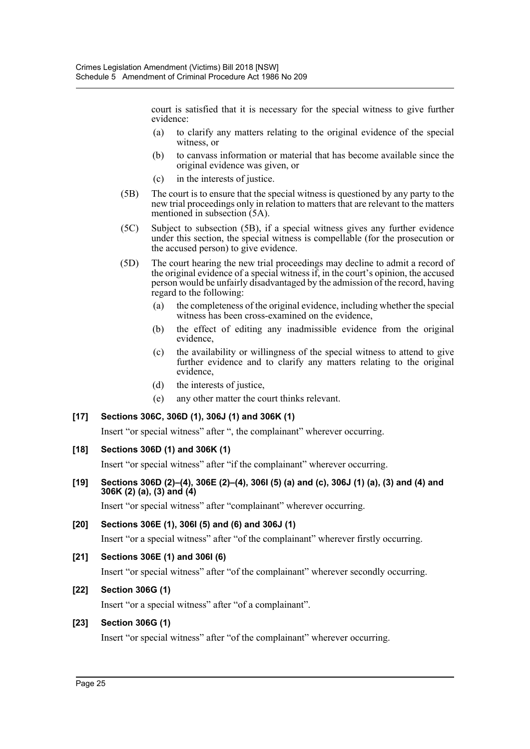court is satisfied that it is necessary for the special witness to give further evidence:

(a) to clarify any matters relating to the original evidence of the special witness, or

(b) to canvass information or material that has become available since the original evidence was given, or

(c) in the interests of justice.

(5B) The court is to ensure that the special witness is questioned by any party to the new trial proceedings only in relation to matters that are relevant to the matters mentioned in subsection (5A).

(5C) Subject to subsection (5B), if a special witness gives any further evidence under this section, the special witness is compellable (for the prosecution or the accused person) to give evidence.

(5D) The court hearing the new trial proceedings may decline to admit a record of the original evidence of a special witness if, in the court's opinion, the accused person would be unfairly disadvantaged by the admission of the record, having regard to the following:

(a) the completeness of the original evidence, including whether the special witness has been cross-examined on the evidence,

(b) the effect of editing any inadmissible evidence from the original evidence,

(c) the availability or willingness of the special witness to attend to give further evidence and to clarify any matters relating to the original evidence,

(d) the interests of justice,

(e) any other matter the court thinks relevant.

**[17] Sections 306C, 306D (1), 306J (1) and 306K (1)**

Insert "or special witness" after ", the complainant" wherever occurring.

**[18] Sections 306D (1) and 306K (1)**

Insert "or special witness" after "if the complainant" wherever occurring.

**[19] Sections 306D (2)–(4), 306E (2)–(4), 306I (5) (a) and (c), 306J (1) (a), (3) and (4) and 306K (2) (a), (3) and (4)**

Insert "or special witness" after "complainant" wherever occurring.

**[20] Sections 306E (1), 306I (5) and (6) and 306J (1)**

Insert "or a special witness" after "of the complainant" wherever firstly occurring.

**[21] Sections 306E (1) and 306I (6)**

Insert "or special witness" after "of the complainant" wherever secondly occurring.

**[22] Section 306G (1)**

Insert "or a special witness" after "of a complainant".

**[23] Section 306G (1)**

Insert "or special witness" after "of the complainant" wherever occurring.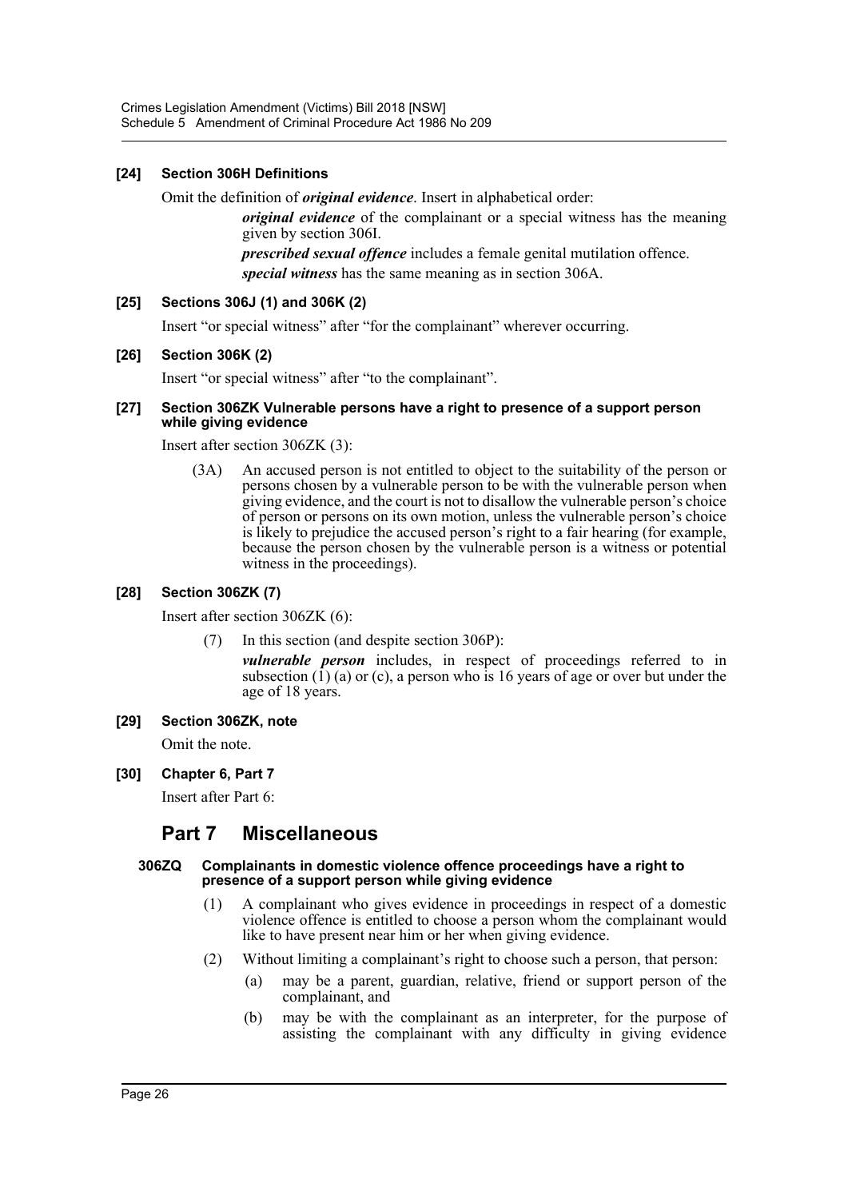**[24] Section 306H Definitions**

Omit the definition of ***original evidence***. Insert in alphabetical order:

> ***original evidence*** of the complainant or a special witness has the meaning given by section 306I.
>
> ***prescribed sexual offence*** includes a female genital mutilation offence.
>
> ***special witness*** has the same meaning as in section 306A.

**[25] Sections 306J (1) and 306K (2)**

Insert "or special witness" after "for the complainant" wherever occurring.

**[26] Section 306K (2)**

Insert "or special witness" after "to the complainant".

**[27] Section 306ZK Vulnerable persons have a right to presence of a support person while giving evidence**

Insert after section 306ZK (3):

> (3A) An accused person is not entitled to object to the suitability of the person or persons chosen by a vulnerable person to be with the vulnerable person when giving evidence, and the court is not to disallow the vulnerable person's choice of person or persons on its own motion, unless the vulnerable person's choice is likely to prejudice the accused person's right to a fair hearing (for example, because the person chosen by the vulnerable person is a witness or potential witness in the proceedings).

**[28] Section 306ZK (7)**

Insert after section 306ZK (6):

> (7) In this section (and despite section 306P):
>
> ***vulnerable person*** includes, in respect of proceedings referred to in subsection (1) (a) or (c), a person who is 16 years of age or over but under the age of 18 years.

**[29] Section 306ZK, note**

Omit the note.

**[30] Chapter 6, Part 7**

Insert after Part 6:

## Part 7 Miscellaneous

**306ZQ Complainants in domestic violence offence proceedings have a right to presence of a support person while giving evidence**

(1) A complainant who gives evidence in proceedings in respect of a domestic violence offence is entitled to choose a person whom the complainant would like to have present near him or her when giving evidence.

(2) Without limiting a complainant's right to choose such a person, that person:

(a) may be a parent, guardian, relative, friend or support person of the complainant, and

(b) may be with the complainant as an interpreter, for the purpose of assisting the complainant with any difficulty in giving evidence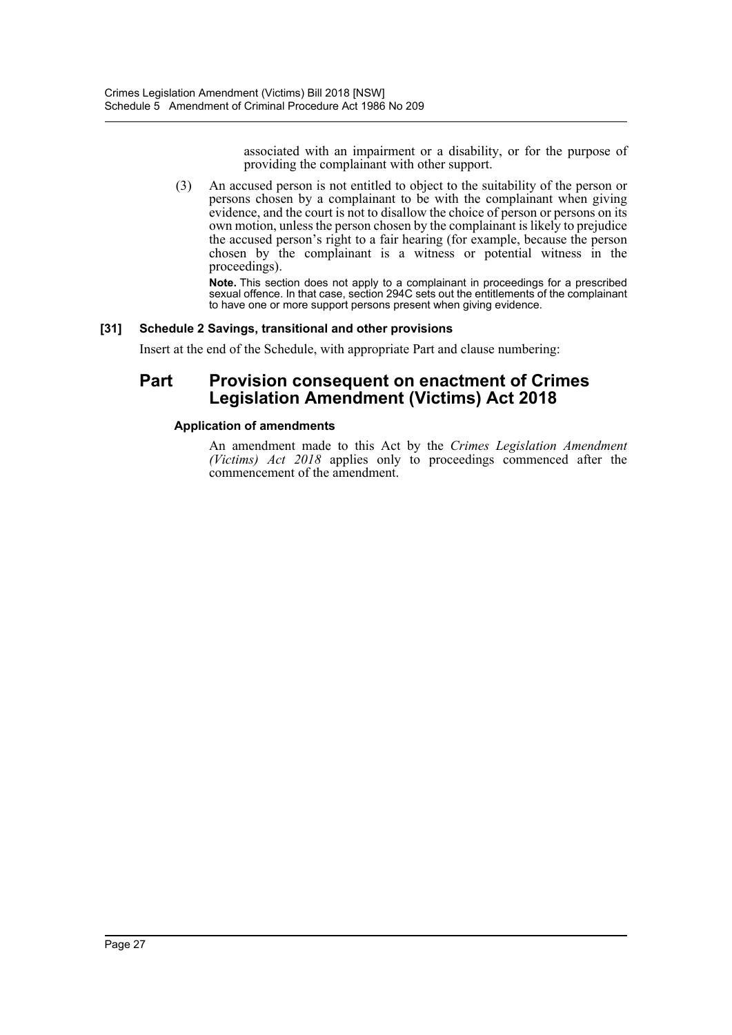associated with an impairment or a disability, or for the purpose of providing the complainant with other support.

(3) An accused person is not entitled to object to the suitability of the person or persons chosen by a complainant to be with the complainant when giving evidence, and the court is not to disallow the choice of person or persons on its own motion, unless the person chosen by the complainant is likely to prejudice the accused person's right to a fair hearing (for example, because the person chosen by the complainant is a witness or potential witness in the proceedings).

**Note.** This section does not apply to a complainant in proceedings for a prescribed sexual offence. In that case, section 294C sets out the entitlements of the complainant to have one or more support persons present when giving evidence.

**[31] Schedule 2 Savings, transitional and other provisions**

Insert at the end of the Schedule, with appropriate Part and clause numbering:

## Part Provision consequent on enactment of Crimes Legislation Amendment (Victims) Act 2018

### Application of amendments

An amendment made to this Act by the *Crimes Legislation Amendment (Victims) Act 2018* applies only to proceedings commenced after the commencement of the amendment.